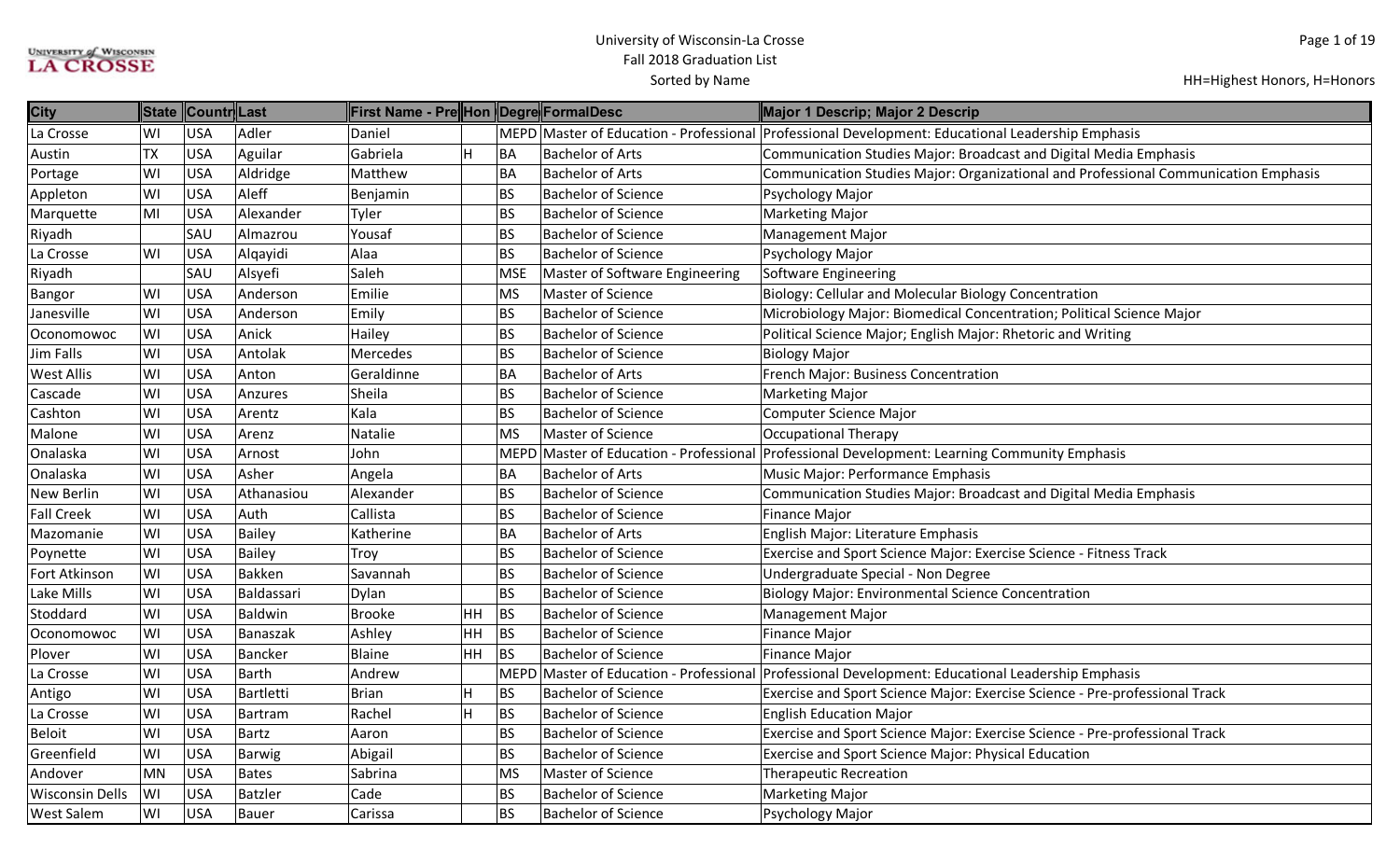# University of Wisconsin-La Crosse
## Fall 2018 Graduation List
### Sorted by Name

HH=Highest Honors, H=Honors

| City | State | Countr | Last | First Name - Pre | Hon | Degre | FormalDesc | Major 1 Descrip; Major 2 Descrip |
|---|---|---|---|---|---|---|---|---|
| La Crosse | WI | USA | Adler | Daniel | | MEPD | Master of Education - Professional | Professional Development: Educational Leadership Emphasis |
| Austin | TX | USA | Aguilar | Gabriela | H | BA | Bachelor of Arts | Communication Studies Major: Broadcast and Digital Media Emphasis |
| Portage | WI | USA | Aldridge | Matthew | | BA | Bachelor of Arts | Communication Studies Major: Organizational and Professional Communication Emphasis |
| Appleton | WI | USA | Aleff | Benjamin | | BS | Bachelor of Science | Psychology Major |
| Marquette | MI | USA | Alexander | Tyler | | BS | Bachelor of Science | Marketing Major |
| Riyadh | | SAU | Almazrou | Yousaf | | BS | Bachelor of Science | Management Major |
| La Crosse | WI | USA | Alqayidi | Alaa | | BS | Bachelor of Science | Psychology Major |
| Riyadh | | SAU | Alsyefi | Saleh | | MSE | Master of Software Engineering | Software Engineering |
| Bangor | WI | USA | Anderson | Emilie | | MS | Master of Science | Biology: Cellular and Molecular Biology Concentration |
| Janesville | WI | USA | Anderson | Emily | | BS | Bachelor of Science | Microbiology Major: Biomedical Concentration; Political Science Major |
| Oconomowoc | WI | USA | Anick | Hailey | | BS | Bachelor of Science | Political Science Major; English Major: Rhetoric and Writing |
| Jim Falls | WI | USA | Antolak | Mercedes | | BS | Bachelor of Science | Biology Major |
| West Allis | WI | USA | Anton | Geraldinne | | BA | Bachelor of Arts | French Major: Business Concentration |
| Cascade | WI | USA | Anzures | Sheila | | BS | Bachelor of Science | Marketing Major |
| Cashton | WI | USA | Arentz | Kala | | BS | Bachelor of Science | Computer Science Major |
| Malone | WI | USA | Arenz | Natalie | | MS | Master of Science | Occupational Therapy |
| Onalaska | WI | USA | Arnost | John | | MEPD | Master of Education - Professional | Professional Development: Learning Community Emphasis |
| Onalaska | WI | USA | Asher | Angela | | BA | Bachelor of Arts | Music Major: Performance Emphasis |
| New Berlin | WI | USA | Athanasiou | Alexander | | BS | Bachelor of Science | Communication Studies Major: Broadcast and Digital Media Emphasis |
| Fall Creek | WI | USA | Auth | Callista | | BS | Bachelor of Science | Finance Major |
| Mazomanie | WI | USA | Bailey | Katherine | | BA | Bachelor of Arts | English Major: Literature Emphasis |
| Poynette | WI | USA | Bailey | Troy | | BS | Bachelor of Science | Exercise and Sport Science Major: Exercise Science - Fitness Track |
| Fort Atkinson | WI | USA | Bakken | Savannah | | BS | Bachelor of Science | Undergraduate Special - Non Degree |
| Lake Mills | WI | USA | Baldassari | Dylan | | BS | Bachelor of Science | Biology Major: Environmental Science Concentration |
| Stoddard | WI | USA | Baldwin | Brooke | HH | BS | Bachelor of Science | Management Major |
| Oconomowoc | WI | USA | Banaszak | Ashley | HH | BS | Bachelor of Science | Finance Major |
| Plover | WI | USA | Bancker | Blaine | HH | BS | Bachelor of Science | Finance Major |
| La Crosse | WI | USA | Barth | Andrew | | MEPD | Master of Education - Professional | Professional Development: Educational Leadership Emphasis |
| Antigo | WI | USA | Bartletti | Brian | H | BS | Bachelor of Science | Exercise and Sport Science Major: Exercise Science - Pre-professional Track |
| La Crosse | WI | USA | Bartram | Rachel | H | BS | Bachelor of Science | English Education Major |
| Beloit | WI | USA | Bartz | Aaron | | BS | Bachelor of Science | Exercise and Sport Science Major: Exercise Science - Pre-professional Track |
| Greenfield | WI | USA | Barwig | Abigail | | BS | Bachelor of Science | Exercise and Sport Science Major: Physical Education |
| Andover | MN | USA | Bates | Sabrina | | MS | Master of Science | Therapeutic Recreation |
| Wisconsin Dells | WI | USA | Batzler | Cade | | BS | Bachelor of Science | Marketing Major |
| West Salem | WI | USA | Bauer | Carissa | | BS | Bachelor of Science | Psychology Major |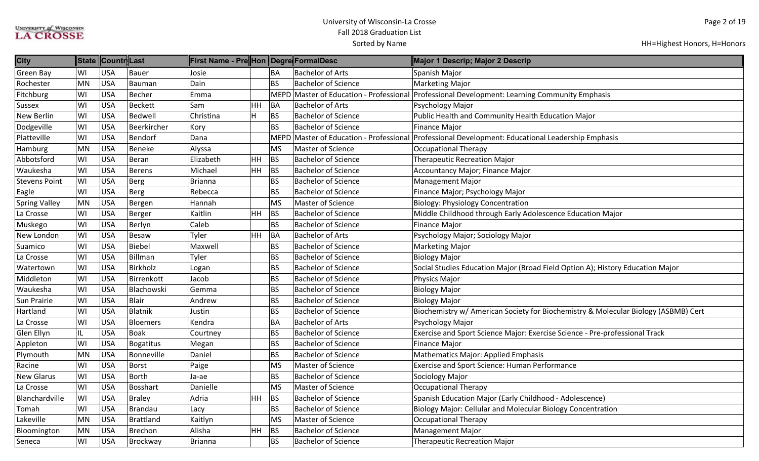| City | State | Countr | Last | First Name - Pre | Hon | Degre | FormalDesc | Major 1 Descrip; Major 2 Descrip |
|---|---|---|---|---|---|---|---|---|
| Green Bay | WI | USA | Bauer | Josie | | BA | Bachelor of Arts | Spanish Major |
| Rochester | MN | USA | Bauman | Dain | | BS | Bachelor of Science | Marketing Major |
| Fitchburg | WI | USA | Becher | Emma | | MEPD | Master of Education - Professional | Professional Development: Learning Community Emphasis |
| Sussex | WI | USA | Beckett | Sam | HH | BA | Bachelor of Arts | Psychology Major |
| New Berlin | WI | USA | Bedwell | Christina | H | BS | Bachelor of Science | Public Health and Community Health Education Major |
| Dodgeville | WI | USA | Beerkircher | Kory | | BS | Bachelor of Science | Finance Major |
| Platteville | WI | USA | Bendorf | Dana | | MEPD | Master of Education - Professional | Professional Development: Educational Leadership Emphasis |
| Hamburg | MN | USA | Beneke | Alyssa | | MS | Master of Science | Occupational Therapy |
| Abbotsford | WI | USA | Beran | Elizabeth | HH | BS | Bachelor of Science | Therapeutic Recreation Major |
| Waukesha | WI | USA | Berens | Michael | HH | BS | Bachelor of Science | Accountancy Major; Finance Major |
| Stevens Point | WI | USA | Berg | Brianna | | BS | Bachelor of Science | Management Major |
| Eagle | WI | USA | Berg | Rebecca | | BS | Bachelor of Science | Finance Major; Psychology Major |
| Spring Valley | MN | USA | Bergen | Hannah | | MS | Master of Science | Biology: Physiology Concentration |
| La Crosse | WI | USA | Berger | Kaitlin | HH | BS | Bachelor of Science | Middle Childhood through Early Adolescence Education Major |
| Muskego | WI | USA | Berlyn | Caleb | | BS | Bachelor of Science | Finance Major |
| New London | WI | USA | Besaw | Tyler | HH | BA | Bachelor of Arts | Psychology Major; Sociology Major |
| Suamico | WI | USA | Biebel | Maxwell | | BS | Bachelor of Science | Marketing Major |
| La Crosse | WI | USA | Billman | Tyler | | BS | Bachelor of Science | Biology Major |
| Watertown | WI | USA | Birkholz | Logan | | BS | Bachelor of Science | Social Studies Education Major (Broad Field Option A); History Education Major |
| Middleton | WI | USA | Birrenkott | Jacob | | BS | Bachelor of Science | Physics Major |
| Waukesha | WI | USA | Blachowski | Gemma | | BS | Bachelor of Science | Biology Major |
| Sun Prairie | WI | USA | Blair | Andrew | | BS | Bachelor of Science | Biology Major |
| Hartland | WI | USA | Blatnik | Justin | | BS | Bachelor of Science | Biochemistry w/ American Society for Biochemistry & Molecular Biology (ASBMB) Cert |
| La Crosse | WI | USA | Bloemers | Kendra | | BA | Bachelor of Arts | Psychology Major |
| Glen Ellyn | IL | USA | Boak | Courtney | | BS | Bachelor of Science | Exercise and Sport Science Major: Exercise Science - Pre-professional Track |
| Appleton | WI | USA | Bogatitus | Megan | | BS | Bachelor of Science | Finance Major |
| Plymouth | MN | USA | Bonneville | Daniel | | BS | Bachelor of Science | Mathematics Major: Applied Emphasis |
| Racine | WI | USA | Borst | Paige | | MS | Master of Science | Exercise and Sport Science: Human Performance |
| New Glarus | WI | USA | Borth | Ja-ae | | BS | Bachelor of Science | Sociology Major |
| La Crosse | WI | USA | Bosshart | Danielle | | MS | Master of Science | Occupational Therapy |
| Blanchardville | WI | USA | Braley | Adria | HH | BS | Bachelor of Science | Spanish Education Major (Early Childhood - Adolescence) |
| Tomah | WI | USA | Brandau | Lacy | | BS | Bachelor of Science | Biology Major: Cellular and Molecular Biology Concentration |
| Lakeville | MN | USA | Brattland | Kaitlyn | | MS | Master of Science | Occupational Therapy |
| Bloomington | MN | USA | Brechon | Alisha | HH | BS | Bachelor of Science | Management Major |
| Seneca | WI | USA | Brockway | Brianna | | BS | Bachelor of Science | Therapeutic Recreation Major |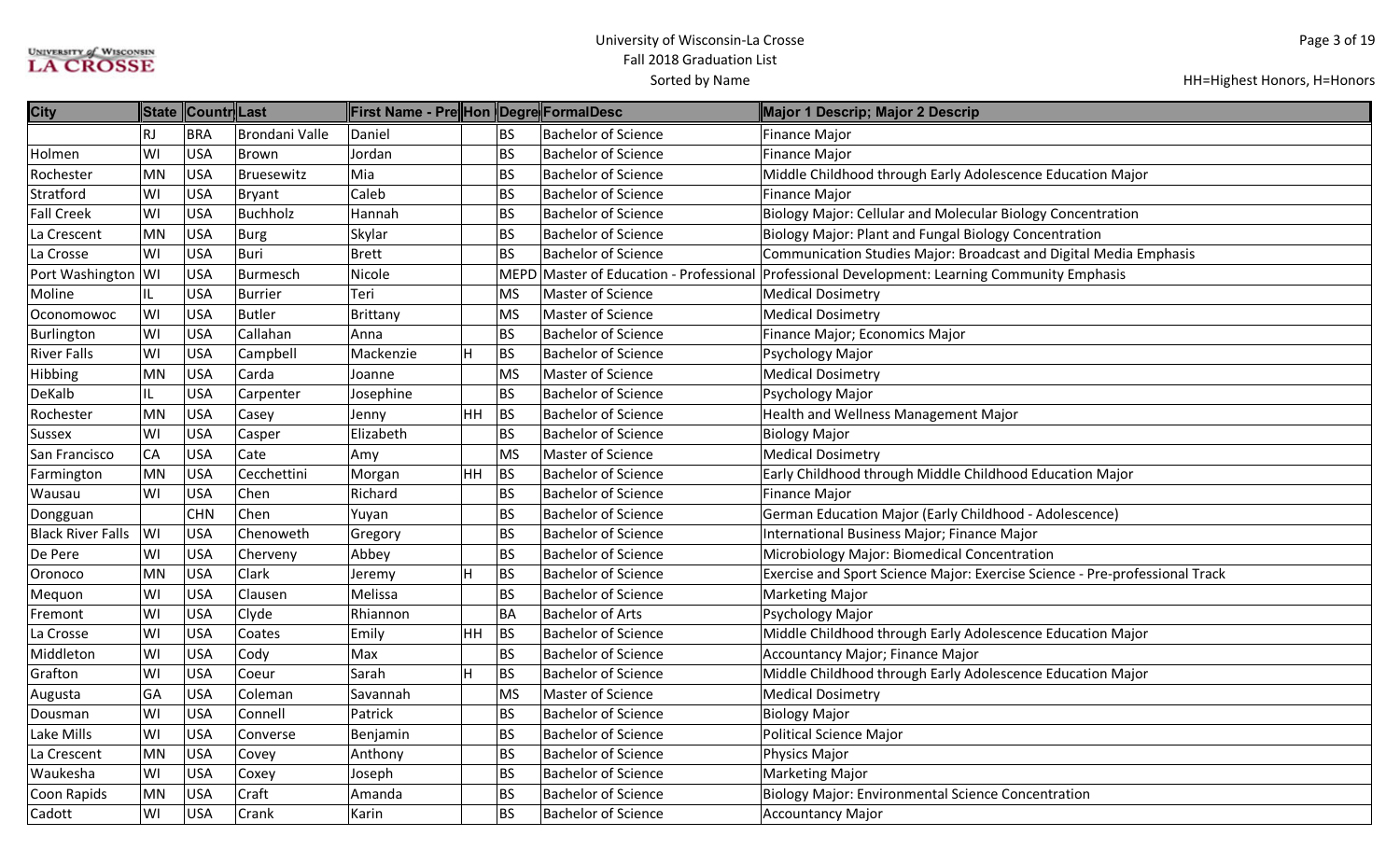# University of Wisconsin-La Crosse

## Fall 2018 Graduation List

Sorted by Name

HH=Highest Honors, H=Honors

| City | State | Country | Last | First Name - Pre | Hon | Degree | FormalDesc | Major 1 Descrip; Major 2 Descrip |
|---|---|---|---|---|---|---|---|---|
| | RJ | BRA | Brondani Valle | Daniel | | BS | Bachelor of Science | Finance Major |
| Holmen | WI | USA | Brown | Jordan | | BS | Bachelor of Science | Finance Major |
| Rochester | MN | USA | Bruesewitz | Mia | | BS | Bachelor of Science | Middle Childhood through Early Adolescence Education Major |
| Stratford | WI | USA | Bryant | Caleb | | BS | Bachelor of Science | Finance Major |
| Fall Creek | WI | USA | Buchholz | Hannah | | BS | Bachelor of Science | Biology Major: Cellular and Molecular Biology Concentration |
| La Crescent | MN | USA | Burg | Skylar | | BS | Bachelor of Science | Biology Major: Plant and Fungal Biology Concentration |
| La Crosse | WI | USA | Buri | Brett | | BS | Bachelor of Science | Communication Studies Major: Broadcast and Digital Media Emphasis |
| Port Washington | WI | USA | Burmesch | Nicole | | MEPD | Master of Education - Professional | Professional Development: Learning Community Emphasis |
| Moline | IL | USA | Burrier | Teri | | MS | Master of Science | Medical Dosimetry |
| Oconomowoc | WI | USA | Butler | Brittany | | MS | Master of Science | Medical Dosimetry |
| Burlington | WI | USA | Callahan | Anna | | BS | Bachelor of Science | Finance Major; Economics Major |
| River Falls | WI | USA | Campbell | Mackenzie | H | BS | Bachelor of Science | Psychology Major |
| Hibbing | MN | USA | Carda | Joanne | | MS | Master of Science | Medical Dosimetry |
| DeKalb | IL | USA | Carpenter | Josephine | | BS | Bachelor of Science | Psychology Major |
| Rochester | MN | USA | Casey | Jenny | HH | BS | Bachelor of Science | Health and Wellness Management Major |
| Sussex | WI | USA | Casper | Elizabeth | | BS | Bachelor of Science | Biology Major |
| San Francisco | CA | USA | Cate | Amy | | MS | Master of Science | Medical Dosimetry |
| Farmington | MN | USA | Cecchettini | Morgan | HH | BS | Bachelor of Science | Early Childhood through Middle Childhood Education Major |
| Wausau | WI | USA | Chen | Richard | | BS | Bachelor of Science | Finance Major |
| Dongguan | | CHN | Chen | Yuyan | | BS | Bachelor of Science | German Education Major (Early Childhood - Adolescence) |
| Black River Falls | WI | USA | Chenoweth | Gregory | | BS | Bachelor of Science | International Business Major; Finance Major |
| De Pere | WI | USA | Cherveny | Abbey | | BS | Bachelor of Science | Microbiology Major: Biomedical Concentration |
| Oronoco | MN | USA | Clark | Jeremy | H | BS | Bachelor of Science | Exercise and Sport Science Major: Exercise Science - Pre-professional Track |
| Mequon | WI | USA | Clausen | Melissa | | BS | Bachelor of Science | Marketing Major |
| Fremont | WI | USA | Clyde | Rhiannon | | BA | Bachelor of Arts | Psychology Major |
| La Crosse | WI | USA | Coates | Emily | HH | BS | Bachelor of Science | Middle Childhood through Early Adolescence Education Major |
| Middleton | WI | USA | Cody | Max | | BS | Bachelor of Science | Accountancy Major; Finance Major |
| Grafton | WI | USA | Coeur | Sarah | H | BS | Bachelor of Science | Middle Childhood through Early Adolescence Education Major |
| Augusta | GA | USA | Coleman | Savannah | | MS | Master of Science | Medical Dosimetry |
| Dousman | WI | USA | Connell | Patrick | | BS | Bachelor of Science | Biology Major |
| Lake Mills | WI | USA | Converse | Benjamin | | BS | Bachelor of Science | Political Science Major |
| La Crescent | MN | USA | Covey | Anthony | | BS | Bachelor of Science | Physics Major |
| Waukesha | WI | USA | Coxey | Joseph | | BS | Bachelor of Science | Marketing Major |
| Coon Rapids | MN | USA | Craft | Amanda | | BS | Bachelor of Science | Biology Major: Environmental Science Concentration |
| Cadott | WI | USA | Crank | Karin | | BS | Bachelor of Science | Accountancy Major |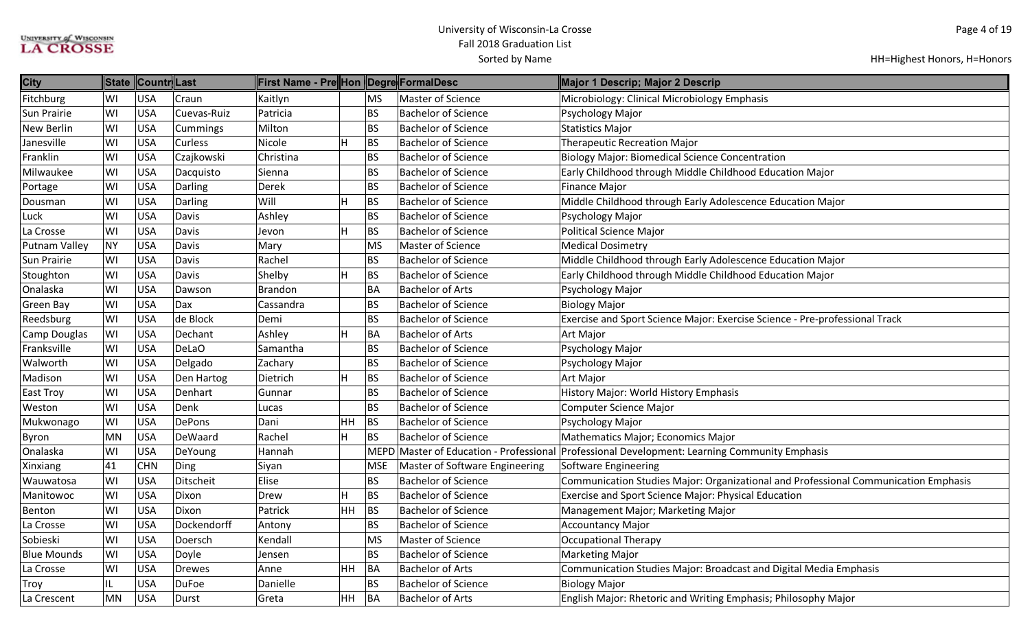# University of Wisconsin-La Crosse
## Fall 2018 Graduation List
Sorted by Name

HH=Highest Honors, H=Honors

| City | State | Countr | Last | First Name - Pre | Hon | Degre | FormalDesc | Major 1 Descrip; Major 2 Descrip |
|---|---|---|---|---|---|---|---|---|
| Fitchburg | WI | USA | Craun | Kaitlyn | | MS | Master of Science | Microbiology: Clinical Microbiology Emphasis |
| Sun Prairie | WI | USA | Cuevas-Ruiz | Patricia | | BS | Bachelor of Science | Psychology Major |
| New Berlin | WI | USA | Cummings | Milton | | BS | Bachelor of Science | Statistics Major |
| Janesville | WI | USA | Curless | Nicole | H | BS | Bachelor of Science | Therapeutic Recreation Major |
| Franklin | WI | USA | Czajkowski | Christina | | BS | Bachelor of Science | Biology Major: Biomedical Science Concentration |
| Milwaukee | WI | USA | Dacquisto | Sienna | | BS | Bachelor of Science | Early Childhood through Middle Childhood Education Major |
| Portage | WI | USA | Darling | Derek | | BS | Bachelor of Science | Finance Major |
| Dousman | WI | USA | Darling | Will | H | BS | Bachelor of Science | Middle Childhood through Early Adolescence Education Major |
| Luck | WI | USA | Davis | Ashley | | BS | Bachelor of Science | Psychology Major |
| La Crosse | WI | USA | Davis | Jevon | H | BS | Bachelor of Science | Political Science Major |
| Putnam Valley | NY | USA | Davis | Mary | | MS | Master of Science | Medical Dosimetry |
| Sun Prairie | WI | USA | Davis | Rachel | | BS | Bachelor of Science | Middle Childhood through Early Adolescence Education Major |
| Stoughton | WI | USA | Davis | Shelby | H | BS | Bachelor of Science | Early Childhood through Middle Childhood Education Major |
| Onalaska | WI | USA | Dawson | Brandon | | BA | Bachelor of Arts | Psychology Major |
| Green Bay | WI | USA | Dax | Cassandra | | BS | Bachelor of Science | Biology Major |
| Reedsburg | WI | USA | de Block | Demi | | BS | Bachelor of Science | Exercise and Sport Science Major: Exercise Science - Pre-professional Track |
| Camp Douglas | WI | USA | Dechant | Ashley | H | BA | Bachelor of Arts | Art Major |
| Franksville | WI | USA | DeLaO | Samantha | | BS | Bachelor of Science | Psychology Major |
| Walworth | WI | USA | Delgado | Zachary | | BS | Bachelor of Science | Psychology Major |
| Madison | WI | USA | Den Hartog | Dietrich | H | BS | Bachelor of Science | Art Major |
| East Troy | WI | USA | Denhart | Gunnar | | BS | Bachelor of Science | History Major: World History Emphasis |
| Weston | WI | USA | Denk | Lucas | | BS | Bachelor of Science | Computer Science Major |
| Mukwonago | WI | USA | DePons | Dani | HH | BS | Bachelor of Science | Psychology Major |
| Byron | MN | USA | DeWaard | Rachel | H | BS | Bachelor of Science | Mathematics Major; Economics Major |
| Onalaska | WI | USA | DeYoung | Hannah | | MEPD | Master of Education - Professional | Professional Development: Learning Community Emphasis |
| Xinxiang | 41 | CHN | Ding | Siyan | | MSE | Master of Software Engineering | Software Engineering |
| Wauwatosa | WI | USA | Ditscheit | Elise | | BS | Bachelor of Science | Communication Studies Major: Organizational and Professional Communication Emphasis |
| Manitowoc | WI | USA | Dixon | Drew | H | BS | Bachelor of Science | Exercise and Sport Science Major: Physical Education |
| Benton | WI | USA | Dixon | Patrick | HH | BS | Bachelor of Science | Management Major; Marketing Major |
| La Crosse | WI | USA | Dockendorff | Antony | | BS | Bachelor of Science | Accountancy Major |
| Sobieski | WI | USA | Doersch | Kendall | | MS | Master of Science | Occupational Therapy |
| Blue Mounds | WI | USA | Doyle | Jensen | | BS | Bachelor of Science | Marketing Major |
| La Crosse | WI | USA | Drewes | Anne | HH | BA | Bachelor of Arts | Communication Studies Major: Broadcast and Digital Media Emphasis |
| Troy | IL | USA | DuFoe | Danielle | | BS | Bachelor of Science | Biology Major |
| La Crescent | MN | USA | Durst | Greta | HH | BA | Bachelor of Arts | English Major: Rhetoric and Writing Emphasis; Philosophy Major |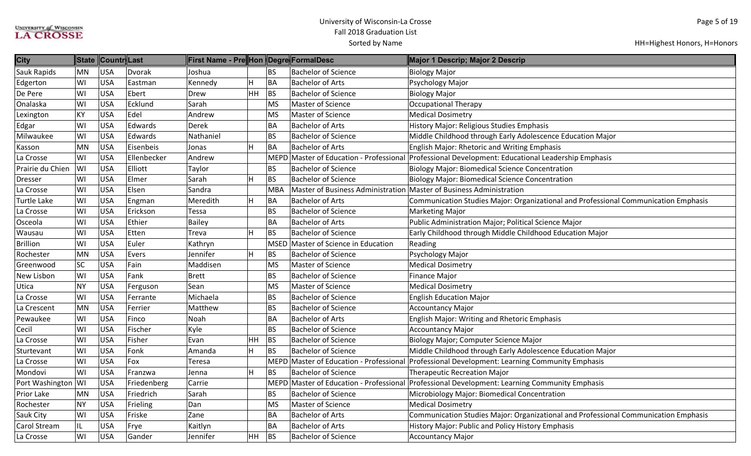# University of Wisconsin-La Crosse
## Fall 2018 Graduation List
Sorted by Name

HH=Highest Honors, H=Honors

| City | State | Countr | Last | First Name - Pre | Hon | Degre | FormalDesc | Major 1 Descrip; Major 2 Descrip |
|---|---|---|---|---|---|---|---|---|
| Sauk Rapids | MN | USA | Dvorak | Joshua | | BS | Bachelor of Science | Biology Major |
| Edgerton | WI | USA | Eastman | Kennedy | H | BA | Bachelor of Arts | Psychology Major |
| De Pere | WI | USA | Ebert | Drew | HH | BS | Bachelor of Science | Biology Major |
| Onalaska | WI | USA | Ecklund | Sarah | | MS | Master of Science | Occupational Therapy |
| Lexington | KY | USA | Edel | Andrew | | MS | Master of Science | Medical Dosimetry |
| Edgar | WI | USA | Edwards | Derek | | BA | Bachelor of Arts | History Major: Religious Studies Emphasis |
| Milwaukee | WI | USA | Edwards | Nathaniel | | BS | Bachelor of Science | Middle Childhood through Early Adolescence Education Major |
| Kasson | MN | USA | Eisenbeis | Jonas | H | BA | Bachelor of Arts | English Major: Rhetoric and Writing Emphasis |
| La Crosse | WI | USA | Ellenbecker | Andrew | | MEPD | Master of Education - Professional | Professional Development: Educational Leadership Emphasis |
| Prairie du Chien | WI | USA | Elliott | Taylor | | BS | Bachelor of Science | Biology Major: Biomedical Science Concentration |
| Dresser | WI | USA | Elmer | Sarah | H | BS | Bachelor of Science | Biology Major: Biomedical Science Concentration |
| La Crosse | WI | USA | Elsen | Sandra | | MBA | Master of Business Administration | Master of Business Administration |
| Turtle Lake | WI | USA | Engman | Meredith | H | BA | Bachelor of Arts | Communication Studies Major: Organizational and Professional Communication Emphasis |
| La Crosse | WI | USA | Erickson | Tessa | | BS | Bachelor of Science | Marketing Major |
| Osceola | WI | USA | Ethier | Bailey | | BA | Bachelor of Arts | Public Administration Major; Political Science Major |
| Wausau | WI | USA | Etten | Treva | H | BS | Bachelor of Science | Early Childhood through Middle Childhood Education Major |
| Brillion | WI | USA | Euler | Kathryn | | MSED | Master of Science in Education | Reading |
| Rochester | MN | USA | Evers | Jennifer | H | BS | Bachelor of Science | Psychology Major |
| Greenwood | SC | USA | Fain | Maddisen | | MS | Master of Science | Medical Dosimetry |
| New Lisbon | WI | USA | Fank | Brett | | BS | Bachelor of Science | Finance Major |
| Utica | NY | USA | Ferguson | Sean | | MS | Master of Science | Medical Dosimetry |
| La Crosse | WI | USA | Ferrante | Michaela | | BS | Bachelor of Science | English Education Major |
| La Crescent | MN | USA | Ferrier | Matthew | | BS | Bachelor of Science | Accountancy Major |
| Pewaukee | WI | USA | Finco | Noah | | BA | Bachelor of Arts | English Major: Writing and Rhetoric Emphasis |
| Cecil | WI | USA | Fischer | Kyle | | BS | Bachelor of Science | Accountancy Major |
| La Crosse | WI | USA | Fisher | Evan | HH | BS | Bachelor of Science | Biology Major; Computer Science Major |
| Sturtevant | WI | USA | Fonk | Amanda | H | BS | Bachelor of Science | Middle Childhood through Early Adolescence Education Major |
| La Crosse | WI | USA | Fox | Teresa | | MEPD | Master of Education - Professional | Professional Development: Learning Community Emphasis |
| Mondovi | WI | USA | Franzwa | Jenna | H | BS | Bachelor of Science | Therapeutic Recreation Major |
| Port Washington | WI | USA | Friedenberg | Carrie | | MEPD | Master of Education - Professional | Professional Development: Learning Community Emphasis |
| Prior Lake | MN | USA | Friedrich | Sarah | | BS | Bachelor of Science | Microbiology Major: Biomedical Concentration |
| Rochester | NY | USA | Frieling | Dan | | MS | Master of Science | Medical Dosimetry |
| Sauk City | WI | USA | Friske | Zane | | BA | Bachelor of Arts | Communication Studies Major: Organizational and Professional Communication Emphasis |
| Carol Stream | IL | USA | Frye | Kaitlyn | | BA | Bachelor of Arts | History Major: Public and Policy History Emphasis |
| La Crosse | WI | USA | Gander | Jennifer | HH | BS | Bachelor of Science | Accountancy Major |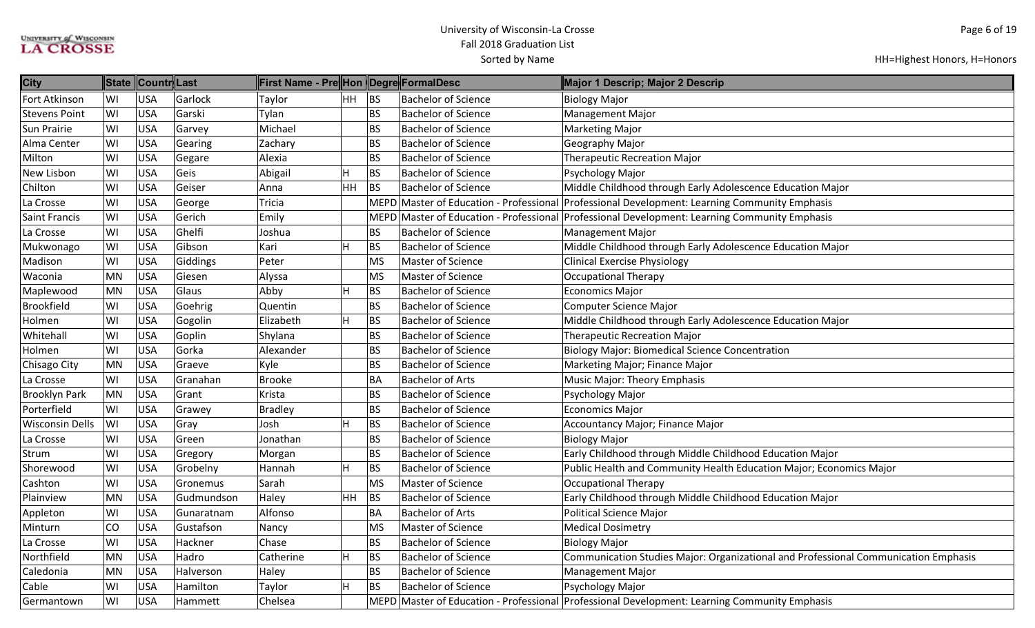# University of Wisconsin-La Crosse
## Fall 2018 Graduation List
### Sorted by Name

HH=Highest Honors, H=Honors

| City | State | Countr | Last | First Name - Pre | Hon | Degre | FormalDesc | Major 1 Descrip; Major 2 Descrip |
|---|---|---|---|---|---|---|---|---|
| Fort Atkinson | WI | USA | Garlock | Taylor | HH | BS | Bachelor of Science | Biology Major |
| Stevens Point | WI | USA | Garski | Tylan | | BS | Bachelor of Science | Management Major |
| Sun Prairie | WI | USA | Garvey | Michael | | BS | Bachelor of Science | Marketing Major |
| Alma Center | WI | USA | Gearing | Zachary | | BS | Bachelor of Science | Geography Major |
| Milton | WI | USA | Gegare | Alexia | | BS | Bachelor of Science | Therapeutic Recreation Major |
| New Lisbon | WI | USA | Geis | Abigail | H | BS | Bachelor of Science | Psychology Major |
| Chilton | WI | USA | Geiser | Anna | HH | BS | Bachelor of Science | Middle Childhood through Early Adolescence Education Major |
| La Crosse | WI | USA | George | Tricia | | MEPD | Master of Education - Professional | Professional Development: Learning Community Emphasis |
| Saint Francis | WI | USA | Gerich | Emily | | MEPD | Master of Education - Professional | Professional Development: Learning Community Emphasis |
| La Crosse | WI | USA | Ghelfi | Joshua | | BS | Bachelor of Science | Management Major |
| Mukwonago | WI | USA | Gibson | Kari | H | BS | Bachelor of Science | Middle Childhood through Early Adolescence Education Major |
| Madison | WI | USA | Giddings | Peter | | MS | Master of Science | Clinical Exercise Physiology |
| Waconia | MN | USA | Giesen | Alyssa | | MS | Master of Science | Occupational Therapy |
| Maplewood | MN | USA | Glaus | Abby | H | BS | Bachelor of Science | Economics Major |
| Brookfield | WI | USA | Goehrig | Quentin | | BS | Bachelor of Science | Computer Science Major |
| Holmen | WI | USA | Gogolin | Elizabeth | H | BS | Bachelor of Science | Middle Childhood through Early Adolescence Education Major |
| Whitehall | WI | USA | Goplin | Shylana | | BS | Bachelor of Science | Therapeutic Recreation Major |
| Holmen | WI | USA | Gorka | Alexander | | BS | Bachelor of Science | Biology Major: Biomedical Science Concentration |
| Chisago City | MN | USA | Graeve | Kyle | | BS | Bachelor of Science | Marketing Major; Finance Major |
| La Crosse | WI | USA | Granahan | Brooke | | BA | Bachelor of Arts | Music Major: Theory Emphasis |
| Brooklyn Park | MN | USA | Grant | Krista | | BS | Bachelor of Science | Psychology Major |
| Porterfield | WI | USA | Grawey | Bradley | | BS | Bachelor of Science | Economics Major |
| Wisconsin Dells | WI | USA | Gray | Josh | H | BS | Bachelor of Science | Accountancy Major; Finance Major |
| La Crosse | WI | USA | Green | Jonathan | | BS | Bachelor of Science | Biology Major |
| Strum | WI | USA | Gregory | Morgan | | BS | Bachelor of Science | Early Childhood through Middle Childhood Education Major |
| Shorewood | WI | USA | Grobelny | Hannah | H | BS | Bachelor of Science | Public Health and Community Health Education Major; Economics Major |
| Cashton | WI | USA | Gronemus | Sarah | | MS | Master of Science | Occupational Therapy |
| Plainview | MN | USA | Gudmundson | Haley | HH | BS | Bachelor of Science | Early Childhood through Middle Childhood Education Major |
| Appleton | WI | USA | Gunaratnam | Alfonso | | BA | Bachelor of Arts | Political Science Major |
| Minturn | CO | USA | Gustafson | Nancy | | MS | Master of Science | Medical Dosimetry |
| La Crosse | WI | USA | Hackner | Chase | | BS | Bachelor of Science | Biology Major |
| Northfield | MN | USA | Hadro | Catherine | H | BS | Bachelor of Science | Communication Studies Major: Organizational and Professional Communication Emphasis |
| Caledonia | MN | USA | Halverson | Haley | | BS | Bachelor of Science | Management Major |
| Cable | WI | USA | Hamilton | Taylor | H | BS | Bachelor of Science | Psychology Major |
| Germantown | WI | USA | Hammett | Chelsea | | MEPD | Master of Education - Professional | Professional Development: Learning Community Emphasis |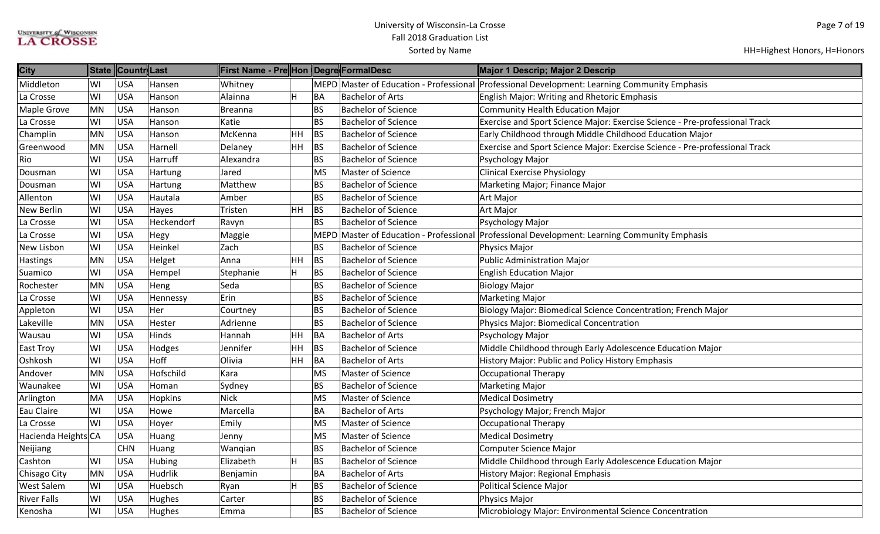# University of Wisconsin-La Crosse
## Fall 2018 Graduation List
### Sorted by Name

HH=Highest Honors, H=Honors

| City | State | Countr | Last | First Name - Pre | Hon | Degre | FormalDesc | Major 1 Descrip; Major 2 Descrip |
|---|---|---|---|---|---|---|---|---|
| Middleton | WI | USA | Hansen | Whitney | | MEPD | Master of Education - Professional | Professional Development: Learning Community Emphasis |
| La Crosse | WI | USA | Hanson | Alainna | H | BA | Bachelor of Arts | English Major: Writing and Rhetoric Emphasis |
| Maple Grove | MN | USA | Hanson | Breanna | | BS | Bachelor of Science | Community Health Education Major |
| La Crosse | WI | USA | Hanson | Katie | | BS | Bachelor of Science | Exercise and Sport Science Major: Exercise Science - Pre-professional Track |
| Champlin | MN | USA | Hanson | McKenna | HH | BS | Bachelor of Science | Early Childhood through Middle Childhood Education Major |
| Greenwood | MN | USA | Harnell | Delaney | HH | BS | Bachelor of Science | Exercise and Sport Science Major: Exercise Science - Pre-professional Track |
| Rio | WI | USA | Harruff | Alexandra | | BS | Bachelor of Science | Psychology Major |
| Dousman | WI | USA | Hartung | Jared | | MS | Master of Science | Clinical Exercise Physiology |
| Dousman | WI | USA | Hartung | Matthew | | BS | Bachelor of Science | Marketing Major; Finance Major |
| Allenton | WI | USA | Hautala | Amber | | BS | Bachelor of Science | Art Major |
| New Berlin | WI | USA | Hayes | Tristen | HH | BS | Bachelor of Science | Art Major |
| La Crosse | WI | USA | Heckendorf | Ravyn | | BS | Bachelor of Science | Psychology Major |
| La Crosse | WI | USA | Hegy | Maggie | | MEPD | Master of Education - Professional | Professional Development: Learning Community Emphasis |
| New Lisbon | WI | USA | Heinkel | Zach | | BS | Bachelor of Science | Physics Major |
| Hastings | MN | USA | Helget | Anna | HH | BS | Bachelor of Science | Public Administration Major |
| Suamico | WI | USA | Hempel | Stephanie | H | BS | Bachelor of Science | English Education Major |
| Rochester | MN | USA | Heng | Seda | | BS | Bachelor of Science | Biology Major |
| La Crosse | WI | USA | Hennessy | Erin | | BS | Bachelor of Science | Marketing Major |
| Appleton | WI | USA | Her | Courtney | | BS | Bachelor of Science | Biology Major: Biomedical Science Concentration; French Major |
| Lakeville | MN | USA | Hester | Adrienne | | BS | Bachelor of Science | Physics Major: Biomedical Concentration |
| Wausau | WI | USA | Hinds | Hannah | HH | BA | Bachelor of Arts | Psychology Major |
| East Troy | WI | USA | Hodges | Jennifer | HH | BS | Bachelor of Science | Middle Childhood through Early Adolescence Education Major |
| Oshkosh | WI | USA | Hoff | Olivia | HH | BA | Bachelor of Arts | History Major: Public and Policy History Emphasis |
| Andover | MN | USA | Hofschild | Kara | | MS | Master of Science | Occupational Therapy |
| Waunakee | WI | USA | Homan | Sydney | | BS | Bachelor of Science | Marketing Major |
| Arlington | MA | USA | Hopkins | Nick | | MS | Master of Science | Medical Dosimetry |
| Eau Claire | WI | USA | Howe | Marcella | | BA | Bachelor of Arts | Psychology Major; French Major |
| La Crosse | WI | USA | Hoyer | Emily | | MS | Master of Science | Occupational Therapy |
| Hacienda Heights | CA | USA | Huang | Jenny | | MS | Master of Science | Medical Dosimetry |
| Neijiang | | CHN | Huang | Wangian | | BS | Bachelor of Science | Computer Science Major |
| Cashton | WI | USA | Hubing | Elizabeth | H | BS | Bachelor of Science | Middle Childhood through Early Adolescence Education Major |
| Chisago City | MN | USA | Hudrlik | Benjamin | | BA | Bachelor of Arts | History Major: Regional Emphasis |
| West Salem | WI | USA | Huebsch | Ryan | H | BS | Bachelor of Science | Political Science Major |
| River Falls | WI | USA | Hughes | Carter | | BS | Bachelor of Science | Physics Major |
| Kenosha | WI | USA | Hughes | Emma | | BS | Bachelor of Science | Microbiology Major: Environmental Science Concentration |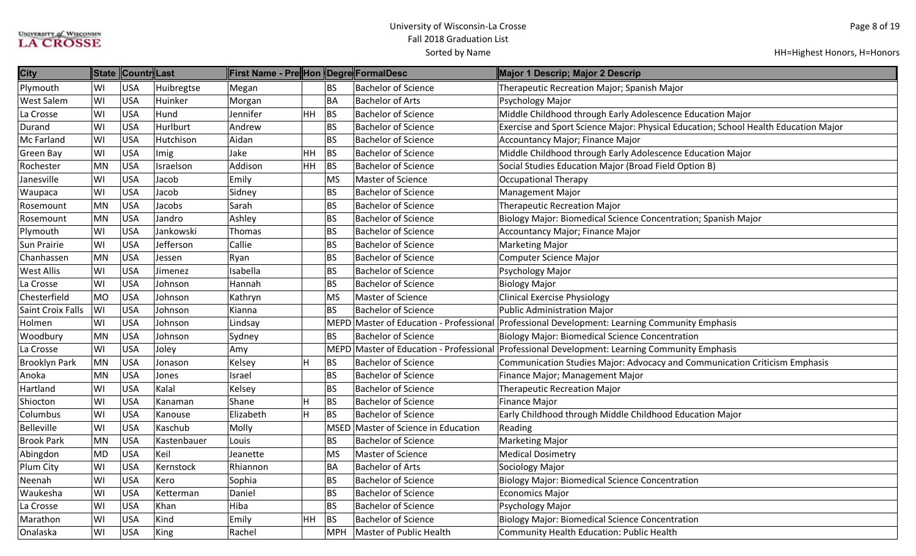University of Wisconsin-La Crosse
Fall 2018 Graduation List
Sorted by Name

HH=Highest Honors, H=Honors

| City | State | Countr | Last | First Name - Pre | Hon | Degre | FormalDesc | Major 1 Descrip; Major 2 Descrip |
|---|---|---|---|---|---|---|---|---|
| Plymouth | WI | USA | Huibregtse | Megan | | BS | Bachelor of Science | Therapeutic Recreation Major; Spanish Major |
| West Salem | WI | USA | Huinker | Morgan | | BA | Bachelor of Arts | Psychology Major |
| La Crosse | WI | USA | Hund | Jennifer | HH | BS | Bachelor of Science | Middle Childhood through Early Adolescence Education Major |
| Durand | WI | USA | Hurlburt | Andrew | | BS | Bachelor of Science | Exercise and Sport Science Major: Physical Education; School Health Education Major |
| Mc Farland | WI | USA | Hutchison | Aidan | | BS | Bachelor of Science | Accountancy Major; Finance Major |
| Green Bay | WI | USA | Imig | Jake | HH | BS | Bachelor of Science | Middle Childhood through Early Adolescence Education Major |
| Rochester | MN | USA | Israelson | Addison | HH | BS | Bachelor of Science | Social Studies Education Major (Broad Field Option B) |
| Janesville | WI | USA | Jacob | Emily | | MS | Master of Science | Occupational Therapy |
| Waupaca | WI | USA | Jacob | Sidney | | BS | Bachelor of Science | Management Major |
| Rosemount | MN | USA | Jacobs | Sarah | | BS | Bachelor of Science | Therapeutic Recreation Major |
| Rosemount | MN | USA | Jandro | Ashley | | BS | Bachelor of Science | Biology Major: Biomedical Science Concentration; Spanish Major |
| Plymouth | WI | USA | Jankowski | Thomas | | BS | Bachelor of Science | Accountancy Major; Finance Major |
| Sun Prairie | WI | USA | Jefferson | Callie | | BS | Bachelor of Science | Marketing Major |
| Chanhassen | MN | USA | Jessen | Ryan | | BS | Bachelor of Science | Computer Science Major |
| West Allis | WI | USA | Jimenez | Isabella | | BS | Bachelor of Science | Psychology Major |
| La Crosse | WI | USA | Johnson | Hannah | | BS | Bachelor of Science | Biology Major |
| Chesterfield | MO | USA | Johnson | Kathryn | | MS | Master of Science | Clinical Exercise Physiology |
| Saint Croix Falls | WI | USA | Johnson | Kianna | | BS | Bachelor of Science | Public Administration Major |
| Holmen | WI | USA | Johnson | Lindsay | | MEPD | Master of Education - Professional | Professional Development: Learning Community Emphasis |
| Woodbury | MN | USA | Johnson | Sydney | | BS | Bachelor of Science | Biology Major: Biomedical Science Concentration |
| La Crosse | WI | USA | Joley | Amy | | MEPD | Master of Education - Professional | Professional Development: Learning Community Emphasis |
| Brooklyn Park | MN | USA | Jonason | Kelsey | H | BS | Bachelor of Science | Communication Studies Major: Advocacy and Communication Criticism Emphasis |
| Anoka | MN | USA | Jones | Israel | | BS | Bachelor of Science | Finance Major; Management Major |
| Hartland | WI | USA | Kalal | Kelsey | | BS | Bachelor of Science | Therapeutic Recreation Major |
| Shiocton | WI | USA | Kanaman | Shane | H | BS | Bachelor of Science | Finance Major |
| Columbus | WI | USA | Kanouse | Elizabeth | H | BS | Bachelor of Science | Early Childhood through Middle Childhood Education Major |
| Belleville | WI | USA | Kaschub | Molly | | MSED | Master of Science in Education | Reading |
| Brook Park | MN | USA | Kastenbauer | Louis | | BS | Bachelor of Science | Marketing Major |
| Abingdon | MD | USA | Keil | Jeanette | | MS | Master of Science | Medical Dosimetry |
| Plum City | WI | USA | Kernstock | Rhiannon | | BA | Bachelor of Arts | Sociology Major |
| Neenah | WI | USA | Kero | Sophia | | BS | Bachelor of Science | Biology Major: Biomedical Science Concentration |
| Waukesha | WI | USA | Ketterman | Daniel | | BS | Bachelor of Science | Economics Major |
| La Crosse | WI | USA | Khan | Hiba | | BS | Bachelor of Science | Psychology Major |
| Marathon | WI | USA | Kind | Emily | HH | BS | Bachelor of Science | Biology Major: Biomedical Science Concentration |
| Onalaska | WI | USA | King | Rachel | | MPH | Master of Public Health | Community Health Education: Public Health |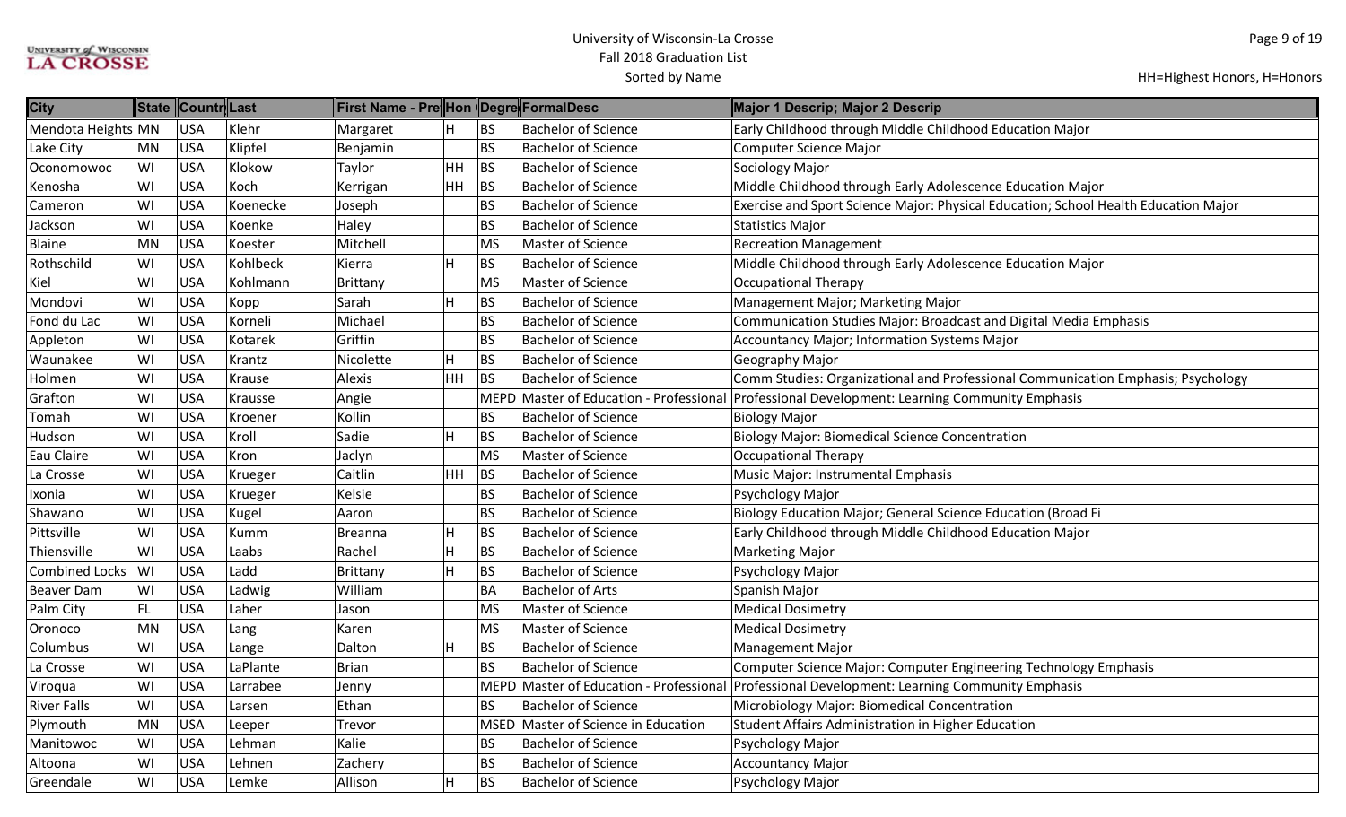# University of Wisconsin-La Crosse

## Fall 2018 Graduation List

Sorted by Name

HH=Highest Honors, H=Honors

| City | State | Countr | Last | First Name - Pre | Hon | Degre | FormalDesc | Major 1 Descrip; Major 2 Descrip |
|---|---|---|---|---|---|---|---|---|
| Mendota Heights | MN | USA | Klehr | Margaret | H | BS | Bachelor of Science | Early Childhood through Middle Childhood Education Major |
| Lake City | MN | USA | Klipfel | Benjamin | | BS | Bachelor of Science | Computer Science Major |
| Oconomowoc | WI | USA | Klokow | Taylor | HH | BS | Bachelor of Science | Sociology Major |
| Kenosha | WI | USA | Koch | Kerrigan | HH | BS | Bachelor of Science | Middle Childhood through Early Adolescence Education Major |
| Cameron | WI | USA | Koenecke | Joseph | | BS | Bachelor of Science | Exercise and Sport Science Major: Physical Education; School Health Education Major |
| Jackson | WI | USA | Koenke | Haley | | BS | Bachelor of Science | Statistics Major |
| Blaine | MN | USA | Koester | Mitchell | | MS | Master of Science | Recreation Management |
| Rothschild | WI | USA | Kohlbeck | Kierra | H | BS | Bachelor of Science | Middle Childhood through Early Adolescence Education Major |
| Kiel | WI | USA | Kohlmann | Brittany | | MS | Master of Science | Occupational Therapy |
| Mondovi | WI | USA | Kopp | Sarah | H | BS | Bachelor of Science | Management Major; Marketing Major |
| Fond du Lac | WI | USA | Korneli | Michael | | BS | Bachelor of Science | Communication Studies Major: Broadcast and Digital Media Emphasis |
| Appleton | WI | USA | Kotarek | Griffin | | BS | Bachelor of Science | Accountancy Major; Information Systems Major |
| Waunakee | WI | USA | Krantz | Nicolette | H | BS | Bachelor of Science | Geography Major |
| Holmen | WI | USA | Krause | Alexis | HH | BS | Bachelor of Science | Comm Studies: Organizational and Professional Communication Emphasis; Psychology |
| Grafton | WI | USA | Krausse | Angie | | MEPD | Master of Education - Professional | Professional Development: Learning Community Emphasis |
| Tomah | WI | USA | Kroener | Kollin | | BS | Bachelor of Science | Biology Major |
| Hudson | WI | USA | Kroll | Sadie | H | BS | Bachelor of Science | Biology Major: Biomedical Science Concentration |
| Eau Claire | WI | USA | Kron | Jaclyn | | MS | Master of Science | Occupational Therapy |
| La Crosse | WI | USA | Krueger | Caitlin | HH | BS | Bachelor of Science | Music Major: Instrumental Emphasis |
| Ixonia | WI | USA | Krueger | Kelsie | | BS | Bachelor of Science | Psychology Major |
| Shawano | WI | USA | Kugel | Aaron | | BS | Bachelor of Science | Biology Education Major; General Science Education (Broad Fi |
| Pittsville | WI | USA | Kumm | Breanna | H | BS | Bachelor of Science | Early Childhood through Middle Childhood Education Major |
| Thiensville | WI | USA | Laabs | Rachel | H | BS | Bachelor of Science | Marketing Major |
| Combined Locks | WI | USA | Ladd | Brittany | H | BS | Bachelor of Science | Psychology Major |
| Beaver Dam | WI | USA | Ladwig | William | | BA | Bachelor of Arts | Spanish Major |
| Palm City | FL | USA | Laher | Jason | | MS | Master of Science | Medical Dosimetry |
| Oronoco | MN | USA | Lang | Karen | | MS | Master of Science | Medical Dosimetry |
| Columbus | WI | USA | Lange | Dalton | H | BS | Bachelor of Science | Management Major |
| La Crosse | WI | USA | LaPlante | Brian | | BS | Bachelor of Science | Computer Science Major: Computer Engineering Technology Emphasis |
| Viroqua | WI | USA | Larrabee | Jenny | | MEPD | Master of Education - Professional | Professional Development: Learning Community Emphasis |
| River Falls | WI | USA | Larsen | Ethan | | BS | Bachelor of Science | Microbiology Major: Biomedical Concentration |
| Plymouth | MN | USA | Leeper | Trevor | | MSED | Master of Science in Education | Student Affairs Administration in Higher Education |
| Manitowoc | WI | USA | Lehman | Kalie | | BS | Bachelor of Science | Psychology Major |
| Altoona | WI | USA | Lehnen | Zachery | | BS | Bachelor of Science | Accountancy Major |
| Greendale | WI | USA | Lemke | Allison | H | BS | Bachelor of Science | Psychology Major |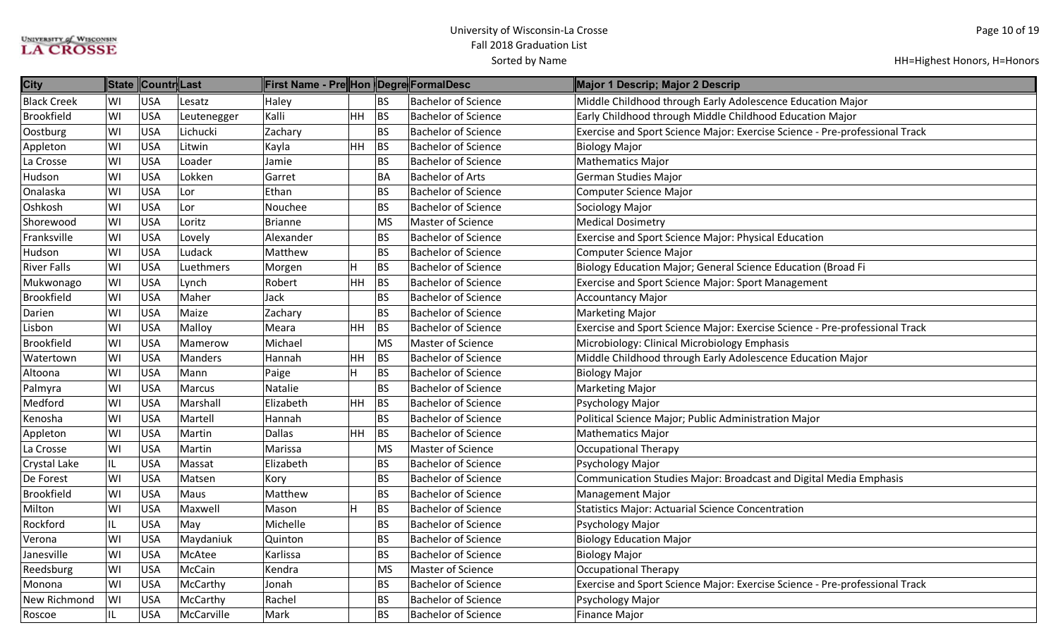# University of Wisconsin-La Crosse
## Fall 2018 Graduation List
Sorted by Name

HH=Highest Honors, H=Honors

| City | State | Countr | Last | First Name - Pre | Hon | Degre | FormalDesc | Major 1 Descrip; Major 2 Descrip |
|---|---|---|---|---|---|---|---|---|
| Black Creek | WI | USA | Lesatz | Haley | | BS | Bachelor of Science | Middle Childhood through Early Adolescence Education Major |
| Brookfield | WI | USA | Leutenegger | Kalli | HH | BS | Bachelor of Science | Early Childhood through Middle Childhood Education Major |
| Oostburg | WI | USA | Lichucki | Zachary | | BS | Bachelor of Science | Exercise and Sport Science Major: Exercise Science - Pre-professional Track |
| Appleton | WI | USA | Litwin | Kayla | HH | BS | Bachelor of Science | Biology Major |
| La Crosse | WI | USA | Loader | Jamie | | BS | Bachelor of Science | Mathematics Major |
| Hudson | WI | USA | Lokken | Garret | | BA | Bachelor of Arts | German Studies Major |
| Onalaska | WI | USA | Lor | Ethan | | BS | Bachelor of Science | Computer Science Major |
| Oshkosh | WI | USA | Lor | Nouchee | | BS | Bachelor of Science | Sociology Major |
| Shorewood | WI | USA | Loritz | Brianne | | MS | Master of Science | Medical Dosimetry |
| Franksville | WI | USA | Lovely | Alexander | | BS | Bachelor of Science | Exercise and Sport Science Major: Physical Education |
| Hudson | WI | USA | Ludack | Matthew | | BS | Bachelor of Science | Computer Science Major |
| River Falls | WI | USA | Luethmers | Morgen | H | BS | Bachelor of Science | Biology Education Major; General Science Education (Broad Fi |
| Mukwonago | WI | USA | Lynch | Robert | HH | BS | Bachelor of Science | Exercise and Sport Science Major: Sport Management |
| Brookfield | WI | USA | Maher | Jack | | BS | Bachelor of Science | Accountancy Major |
| Darien | WI | USA | Maize | Zachary | | BS | Bachelor of Science | Marketing Major |
| Lisbon | WI | USA | Malloy | Meara | HH | BS | Bachelor of Science | Exercise and Sport Science Major: Exercise Science - Pre-professional Track |
| Brookfield | WI | USA | Mamerow | Michael | | MS | Master of Science | Microbiology: Clinical Microbiology Emphasis |
| Watertown | WI | USA | Manders | Hannah | HH | BS | Bachelor of Science | Middle Childhood through Early Adolescence Education Major |
| Altoona | WI | USA | Mann | Paige | H | BS | Bachelor of Science | Biology Major |
| Palmyra | WI | USA | Marcus | Natalie | | BS | Bachelor of Science | Marketing Major |
| Medford | WI | USA | Marshall | Elizabeth | HH | BS | Bachelor of Science | Psychology Major |
| Kenosha | WI | USA | Martell | Hannah | | BS | Bachelor of Science | Political Science Major; Public Administration Major |
| Appleton | WI | USA | Martin | Dallas | HH | BS | Bachelor of Science | Mathematics Major |
| La Crosse | WI | USA | Martin | Marissa | | MS | Master of Science | Occupational Therapy |
| Crystal Lake | IL | USA | Massat | Elizabeth | | BS | Bachelor of Science | Psychology Major |
| De Forest | WI | USA | Matsen | Kory | | BS | Bachelor of Science | Communication Studies Major: Broadcast and Digital Media Emphasis |
| Brookfield | WI | USA | Maus | Matthew | | BS | Bachelor of Science | Management Major |
| Milton | WI | USA | Maxwell | Mason | H | BS | Bachelor of Science | Statistics Major: Actuarial Science Concentration |
| Rockford | IL | USA | May | Michelle | | BS | Bachelor of Science | Psychology Major |
| Verona | WI | USA | Maydaniuk | Quinton | | BS | Bachelor of Science | Biology Education Major |
| Janesville | WI | USA | McAtee | Karlissa | | BS | Bachelor of Science | Biology Major |
| Reedsburg | WI | USA | McCain | Kendra | | MS | Master of Science | Occupational Therapy |
| Monona | WI | USA | McCarthy | Jonah | | BS | Bachelor of Science | Exercise and Sport Science Major: Exercise Science - Pre-professional Track |
| New Richmond | WI | USA | McCarthy | Rachel | | BS | Bachelor of Science | Psychology Major |
| Roscoe | IL | USA | McCarville | Mark | | BS | Bachelor of Science | Finance Major |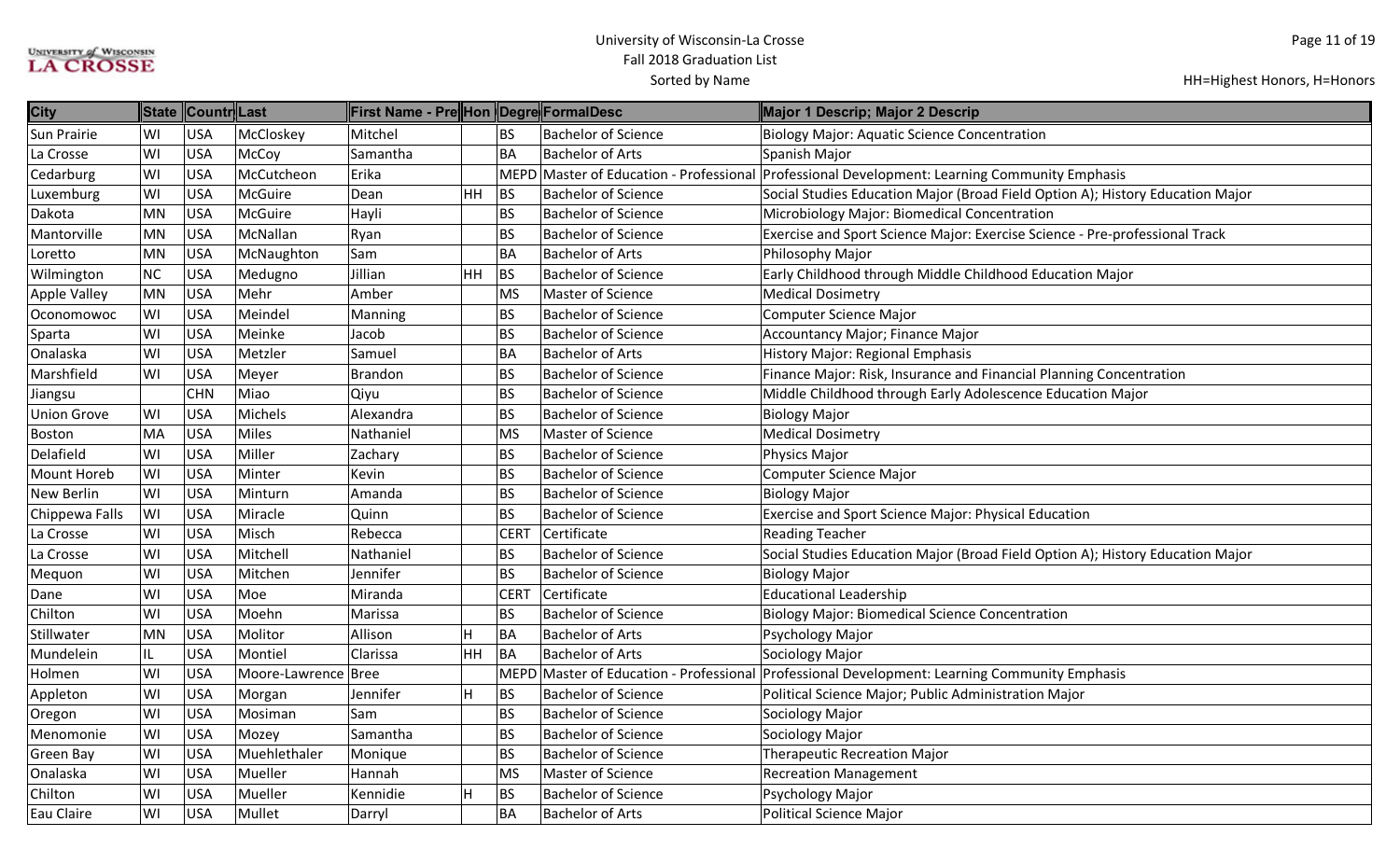# University of Wisconsin-La Crosse

## Fall 2018 Graduation List

Sorted by Name

HH=Highest Honors, H=Honors

| City | State | Countr | Last | First Name - Pre | Hon | Degre | FormalDesc | Major 1 Descrip; Major 2 Descrip |
|---|---|---|---|---|---|---|---|---|
| Sun Prairie | WI | USA | McCloskey | Mitchel | | BS | Bachelor of Science | Biology Major: Aquatic Science Concentration |
| La Crosse | WI | USA | McCoy | Samantha | | BA | Bachelor of Arts | Spanish Major |
| Cedarburg | WI | USA | McCutcheon | Erika | | MEPD | Master of Education - Professional | Professional Development: Learning Community Emphasis |
| Luxemburg | WI | USA | McGuire | Dean | HH | BS | Bachelor of Science | Social Studies Education Major (Broad Field Option A); History Education Major |
| Dakota | MN | USA | McGuire | Hayli | | BS | Bachelor of Science | Microbiology Major: Biomedical Concentration |
| Mantorville | MN | USA | McNallan | Ryan | | BS | Bachelor of Science | Exercise and Sport Science Major: Exercise Science - Pre-professional Track |
| Loretto | MN | USA | McNaughton | Sam | | BA | Bachelor of Arts | Philosophy Major |
| Wilmington | NC | USA | Medugno | Jillian | HH | BS | Bachelor of Science | Early Childhood through Middle Childhood Education Major |
| Apple Valley | MN | USA | Mehr | Amber | | MS | Master of Science | Medical Dosimetry |
| Oconomowoc | WI | USA | Meindel | Manning | | BS | Bachelor of Science | Computer Science Major |
| Sparta | WI | USA | Meinke | Jacob | | BS | Bachelor of Science | Accountancy Major; Finance Major |
| Onalaska | WI | USA | Metzler | Samuel | | BA | Bachelor of Arts | History Major: Regional Emphasis |
| Marshfield | WI | USA | Meyer | Brandon | | BS | Bachelor of Science | Finance Major: Risk, Insurance and Financial Planning Concentration |
| Jiangsu | | CHN | Miao | Qiyu | | BS | Bachelor of Science | Middle Childhood through Early Adolescence Education Major |
| Union Grove | WI | USA | Michels | Alexandra | | BS | Bachelor of Science | Biology Major |
| Boston | MA | USA | Miles | Nathaniel | | MS | Master of Science | Medical Dosimetry |
| Delafield | WI | USA | Miller | Zachary | | BS | Bachelor of Science | Physics Major |
| Mount Horeb | WI | USA | Minter | Kevin | | BS | Bachelor of Science | Computer Science Major |
| New Berlin | WI | USA | Minturn | Amanda | | BS | Bachelor of Science | Biology Major |
| Chippewa Falls | WI | USA | Miracle | Quinn | | BS | Bachelor of Science | Exercise and Sport Science Major: Physical Education |
| La Crosse | WI | USA | Misch | Rebecca | | CERT | Certificate | Reading Teacher |
| La Crosse | WI | USA | Mitchell | Nathaniel | | BS | Bachelor of Science | Social Studies Education Major (Broad Field Option A); History Education Major |
| Mequon | WI | USA | Mitchen | Jennifer | | BS | Bachelor of Science | Biology Major |
| Dane | WI | USA | Moe | Miranda | | CERT | Certificate | Educational Leadership |
| Chilton | WI | USA | Moehn | Marissa | | BS | Bachelor of Science | Biology Major: Biomedical Science Concentration |
| Stillwater | MN | USA | Molitor | Allison | H | BA | Bachelor of Arts | Psychology Major |
| Mundelein | IL | USA | Montiel | Clarissa | HH | BA | Bachelor of Arts | Sociology Major |
| Holmen | WI | USA | Moore-Lawrence | Bree | | MEPD | Master of Education - Professional | Professional Development: Learning Community Emphasis |
| Appleton | WI | USA | Morgan | Jennifer | H | BS | Bachelor of Science | Political Science Major; Public Administration Major |
| Oregon | WI | USA | Mosiman | Sam | | BS | Bachelor of Science | Sociology Major |
| Menomonie | WI | USA | Mozey | Samantha | | BS | Bachelor of Science | Sociology Major |
| Green Bay | WI | USA | Muehlethaler | Monique | | BS | Bachelor of Science | Therapeutic Recreation Major |
| Onalaska | WI | USA | Mueller | Hannah | | MS | Master of Science | Recreation Management |
| Chilton | WI | USA | Mueller | Kennidie | H | BS | Bachelor of Science | Psychology Major |
| Eau Claire | WI | USA | Mullet | Darryl | | BA | Bachelor of Arts | Political Science Major |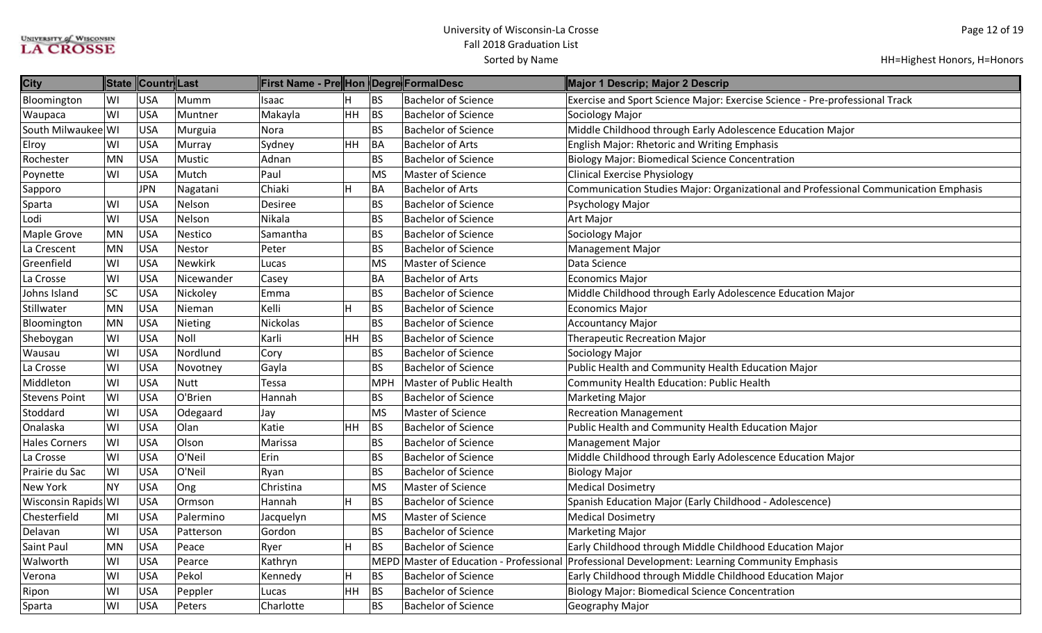# University of Wisconsin-La Crosse
## Fall 2018 Graduation List
Sorted by Name

HH=Highest Honors, H=Honors

| City | State | Country | Last | First Name - Pref | Hon | Degree | FormalDesc | Major 1 Descrip; Major 2 Descrip |
|---|---|---|---|---|---|---|---|---|
| Bloomington | WI | USA | Mumm | Isaac | H | BS | Bachelor of Science | Exercise and Sport Science Major: Exercise Science - Pre-professional Track |
| Waupaca | WI | USA | Muntner | Makayla | HH | BS | Bachelor of Science | Sociology Major |
| South Milwaukee | WI | USA | Murguia | Nora | | BS | Bachelor of Science | Middle Childhood through Early Adolescence Education Major |
| Elroy | WI | USA | Murray | Sydney | HH | BA | Bachelor of Arts | English Major: Rhetoric and Writing Emphasis |
| Rochester | MN | USA | Mustic | Adnan | | BS | Bachelor of Science | Biology Major: Biomedical Science Concentration |
| Poynette | WI | USA | Mutch | Paul | | MS | Master of Science | Clinical Exercise Physiology |
| Sapporo | | JPN | Nagatani | Chiaki | H | BA | Bachelor of Arts | Communication Studies Major: Organizational and Professional Communication Emphasis |
| Sparta | WI | USA | Nelson | Desiree | | BS | Bachelor of Science | Psychology Major |
| Lodi | WI | USA | Nelson | Nikala | | BS | Bachelor of Science | Art Major |
| Maple Grove | MN | USA | Nestico | Samantha | | BS | Bachelor of Science | Sociology Major |
| La Crescent | MN | USA | Nestor | Peter | | BS | Bachelor of Science | Management Major |
| Greenfield | WI | USA | Newkirk | Lucas | | MS | Master of Science | Data Science |
| La Crosse | WI | USA | Nicewander | Casey | | BA | Bachelor of Arts | Economics Major |
| Johns Island | SC | USA | Nickoley | Emma | | BS | Bachelor of Science | Middle Childhood through Early Adolescence Education Major |
| Stillwater | MN | USA | Nieman | Kelli | H | BS | Bachelor of Science | Economics Major |
| Bloomington | MN | USA | Nieting | Nickolas | | BS | Bachelor of Science | Accountancy Major |
| Sheboygan | WI | USA | Noll | Karli | HH | BS | Bachelor of Science | Therapeutic Recreation Major |
| Wausau | WI | USA | Nordlund | Cory | | BS | Bachelor of Science | Sociology Major |
| La Crosse | WI | USA | Novotney | Gayla | | BS | Bachelor of Science | Public Health and Community Health Education Major |
| Middleton | WI | USA | Nutt | Tessa | | MPH | Master of Public Health | Community Health Education: Public Health |
| Stevens Point | WI | USA | O'Brien | Hannah | | BS | Bachelor of Science | Marketing Major |
| Stoddard | WI | USA | Odegaard | Jay | | MS | Master of Science | Recreation Management |
| Onalaska | WI | USA | Olan | Katie | HH | BS | Bachelor of Science | Public Health and Community Health Education Major |
| Hales Corners | WI | USA | Olson | Marissa | | BS | Bachelor of Science | Management Major |
| La Crosse | WI | USA | O'Neil | Erin | | BS | Bachelor of Science | Middle Childhood through Early Adolescence Education Major |
| Prairie du Sac | WI | USA | O'Neil | Ryan | | BS | Bachelor of Science | Biology Major |
| New York | NY | USA | Ong | Christina | | MS | Master of Science | Medical Dosimetry |
| Wisconsin Rapids | WI | USA | Ormson | Hannah | H | BS | Bachelor of Science | Spanish Education Major (Early Childhood - Adolescence) |
| Chesterfield | MI | USA | Palermino | Jacquelyn | | MS | Master of Science | Medical Dosimetry |
| Delavan | WI | USA | Patterson | Gordon | | BS | Bachelor of Science | Marketing Major |
| Saint Paul | MN | USA | Peace | Ryer | H | BS | Bachelor of Science | Early Childhood through Middle Childhood Education Major |
| Walworth | WI | USA | Pearce | Kathryn | | MEPD | Master of Education - Professional | Professional Development: Learning Community Emphasis |
| Verona | WI | USA | Pekol | Kennedy | H | BS | Bachelor of Science | Early Childhood through Middle Childhood Education Major |
| Ripon | WI | USA | Peppler | Lucas | HH | BS | Bachelor of Science | Biology Major: Biomedical Science Concentration |
| Sparta | WI | USA | Peters | Charlotte | | BS | Bachelor of Science | Geography Major |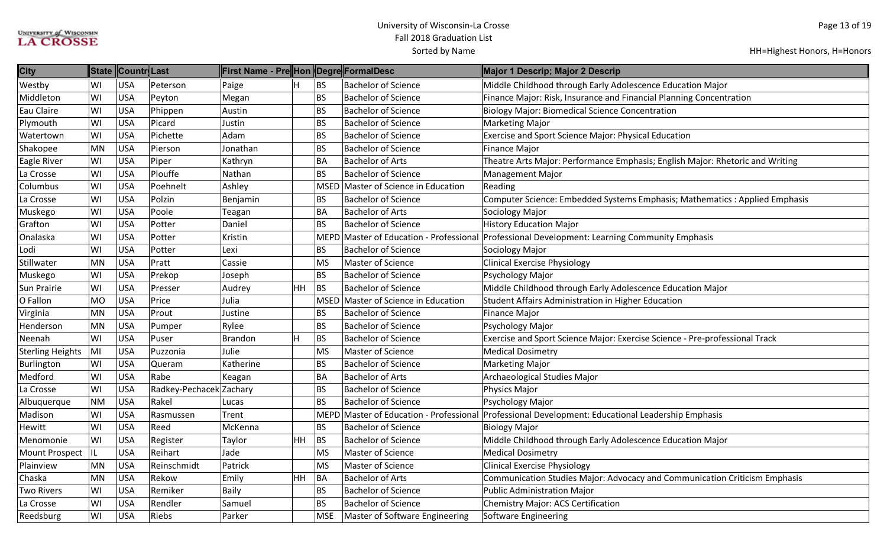# University of Wisconsin-La Crosse
## Fall 2018 Graduation List
Sorted by Name

HH=Highest Honors, H=Honors

| City | State | Countr | Last | First Name - Pre | Hon | Degre | FormalDesc | Major 1 Descrip; Major 2 Descrip |
|---|---|---|---|---|---|---|---|---|
| Westby | WI | USA | Peterson | Paige | H | BS | Bachelor of Science | Middle Childhood through Early Adolescence Education Major |
| Middleton | WI | USA | Peyton | Megan | | BS | Bachelor of Science | Finance Major: Risk, Insurance and Financial Planning Concentration |
| Eau Claire | WI | USA | Phippen | Austin | | BS | Bachelor of Science | Biology Major: Biomedical Science Concentration |
| Plymouth | WI | USA | Picard | Justin | | BS | Bachelor of Science | Marketing Major |
| Watertown | WI | USA | Pichette | Adam | | BS | Bachelor of Science | Exercise and Sport Science Major: Physical Education |
| Shakopee | MN | USA | Pierson | Jonathan | | BS | Bachelor of Science | Finance Major |
| Eagle River | WI | USA | Piper | Kathryn | | BA | Bachelor of Arts | Theatre Arts Major: Performance Emphasis; English Major: Rhetoric and Writing |
| La Crosse | WI | USA | Plouffe | Nathan | | BS | Bachelor of Science | Management Major |
| Columbus | WI | USA | Poehnelt | Ashley | | MSED | Master of Science in Education | Reading |
| La Crosse | WI | USA | Polzin | Benjamin | | BS | Bachelor of Science | Computer Science: Embedded Systems Emphasis; Mathematics : Applied Emphasis |
| Muskego | WI | USA | Poole | Teagan | | BA | Bachelor of Arts | Sociology Major |
| Grafton | WI | USA | Potter | Daniel | | BS | Bachelor of Science | History Education Major |
| Onalaska | WI | USA | Potter | Kristin | | MEPD | Master of Education - Professional | Professional Development: Learning Community Emphasis |
| Lodi | WI | USA | Potter | Lexi | | BS | Bachelor of Science | Sociology Major |
| Stillwater | MN | USA | Pratt | Cassie | | MS | Master of Science | Clinical Exercise Physiology |
| Muskego | WI | USA | Prekop | Joseph | | BS | Bachelor of Science | Psychology Major |
| Sun Prairie | WI | USA | Presser | Audrey | HH | BS | Bachelor of Science | Middle Childhood through Early Adolescence Education Major |
| O Fallon | MO | USA | Price | Julia | | MSED | Master of Science in Education | Student Affairs Administration in Higher Education |
| Virginia | MN | USA | Prout | Justine | | BS | Bachelor of Science | Finance Major |
| Henderson | MN | USA | Pumper | Rylee | | BS | Bachelor of Science | Psychology Major |
| Neenah | WI | USA | Puser | Brandon | H | BS | Bachelor of Science | Exercise and Sport Science Major: Exercise Science - Pre-professional Track |
| Sterling Heights | MI | USA | Puzzonia | Julie | | MS | Master of Science | Medical Dosimetry |
| Burlington | WI | USA | Queram | Katherine | | BS | Bachelor of Science | Marketing Major |
| Medford | WI | USA | Rabe | Keagan | | BA | Bachelor of Arts | Archaeological Studies Major |
| La Crosse | WI | USA | Radkey-Pechacek | Zachary | | BS | Bachelor of Science | Physics Major |
| Albuquerque | NM | USA | Rakel | Lucas | | BS | Bachelor of Science | Psychology Major |
| Madison | WI | USA | Rasmussen | Trent | | MEPD | Master of Education - Professional | Professional Development: Educational Leadership Emphasis |
| Hewitt | WI | USA | Reed | McKenna | | BS | Bachelor of Science | Biology Major |
| Menomonie | WI | USA | Register | Taylor | HH | BS | Bachelor of Science | Middle Childhood through Early Adolescence Education Major |
| Mount Prospect | IL | USA | Reihart | Jade | | MS | Master of Science | Medical Dosimetry |
| Plainview | MN | USA | Reinschmidt | Patrick | | MS | Master of Science | Clinical Exercise Physiology |
| Chaska | MN | USA | Rekow | Emily | HH | BA | Bachelor of Arts | Communication Studies Major: Advocacy and Communication Criticism Emphasis |
| Two Rivers | WI | USA | Remiker | Baily | | BS | Bachelor of Science | Public Administration Major |
| La Crosse | WI | USA | Rendler | Samuel | | BS | Bachelor of Science | Chemistry Major: ACS Certification |
| Reedsburg | WI | USA | Riebs | Parker | | MSE | Master of Software Engineering | Software Engineering |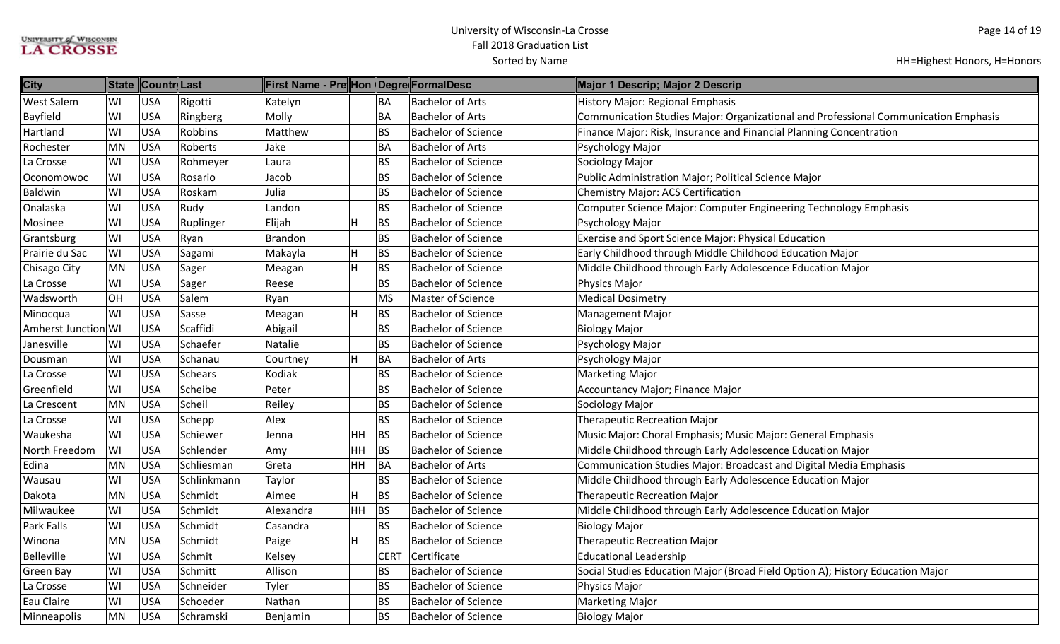# University of Wisconsin-La Crosse
## Fall 2018 Graduation List
### Sorted by Name

HH=Highest Honors, H=Honors

| City | State | Countr | Last | First Name - Pre | Hon | Degre | FormalDesc | Major 1 Descrip; Major 2 Descrip |
|---|---|---|---|---|---|---|---|---|
| West Salem | WI | USA | Rigotti | Katelyn | | BA | Bachelor of Arts | History Major: Regional Emphasis |
| Bayfield | WI | USA | Ringberg | Molly | | BA | Bachelor of Arts | Communication Studies Major: Organizational and Professional Communication Emphasis |
| Hartland | WI | USA | Robbins | Matthew | | BS | Bachelor of Science | Finance Major: Risk, Insurance and Financial Planning Concentration |
| Rochester | MN | USA | Roberts | Jake | | BA | Bachelor of Arts | Psychology Major |
| La Crosse | WI | USA | Rohmeyer | Laura | | BS | Bachelor of Science | Sociology Major |
| Oconomowoc | WI | USA | Rosario | Jacob | | BS | Bachelor of Science | Public Administration Major; Political Science Major |
| Baldwin | WI | USA | Roskam | Julia | | BS | Bachelor of Science | Chemistry Major: ACS Certification |
| Onalaska | WI | USA | Rudy | Landon | | BS | Bachelor of Science | Computer Science Major: Computer Engineering Technology Emphasis |
| Mosinee | WI | USA | Ruplinger | Elijah | H | BS | Bachelor of Science | Psychology Major |
| Grantsburg | WI | USA | Ryan | Brandon | | BS | Bachelor of Science | Exercise and Sport Science Major: Physical Education |
| Prairie du Sac | WI | USA | Sagami | Makayla | H | BS | Bachelor of Science | Early Childhood through Middle Childhood Education Major |
| Chisago City | MN | USA | Sager | Meagan | H | BS | Bachelor of Science | Middle Childhood through Early Adolescence Education Major |
| La Crosse | WI | USA | Sager | Reese | | BS | Bachelor of Science | Physics Major |
| Wadsworth | OH | USA | Salem | Ryan | | MS | Master of Science | Medical Dosimetry |
| Minocqua | WI | USA | Sasse | Meagan | H | BS | Bachelor of Science | Management Major |
| Amherst Junction | WI | USA | Scaffidi | Abigail | | BS | Bachelor of Science | Biology Major |
| Janesville | WI | USA | Schaefer | Natalie | | BS | Bachelor of Science | Psychology Major |
| Dousman | WI | USA | Schanau | Courtney | H | BA | Bachelor of Arts | Psychology Major |
| La Crosse | WI | USA | Schears | Kodiak | | BS | Bachelor of Science | Marketing Major |
| Greenfield | WI | USA | Scheibe | Peter | | BS | Bachelor of Science | Accountancy Major; Finance Major |
| La Crescent | MN | USA | Scheil | Reiley | | BS | Bachelor of Science | Sociology Major |
| La Crosse | WI | USA | Schepp | Alex | | BS | Bachelor of Science | Therapeutic Recreation Major |
| Waukesha | WI | USA | Schiewer | Jenna | HH | BS | Bachelor of Science | Music Major: Choral Emphasis; Music Major: General Emphasis |
| North Freedom | WI | USA | Schlender | Amy | HH | BS | Bachelor of Science | Middle Childhood through Early Adolescence Education Major |
| Edina | MN | USA | Schliesman | Greta | HH | BA | Bachelor of Arts | Communication Studies Major: Broadcast and Digital Media Emphasis |
| Wausau | WI | USA | Schlinkmann | Taylor | | BS | Bachelor of Science | Middle Childhood through Early Adolescence Education Major |
| Dakota | MN | USA | Schmidt | Aimee | H | BS | Bachelor of Science | Therapeutic Recreation Major |
| Milwaukee | WI | USA | Schmidt | Alexandra | HH | BS | Bachelor of Science | Middle Childhood through Early Adolescence Education Major |
| Park Falls | WI | USA | Schmidt | Casandra | | BS | Bachelor of Science | Biology Major |
| Winona | MN | USA | Schmidt | Paige | H | BS | Bachelor of Science | Therapeutic Recreation Major |
| Belleville | WI | USA | Schmit | Kelsey | | CERT | Certificate | Educational Leadership |
| Green Bay | WI | USA | Schmitt | Allison | | BS | Bachelor of Science | Social Studies Education Major (Broad Field Option A); History Education Major |
| La Crosse | WI | USA | Schneider | Tyler | | BS | Bachelor of Science | Physics Major |
| Eau Claire | WI | USA | Schoeder | Nathan | | BS | Bachelor of Science | Marketing Major |
| Minneapolis | MN | USA | Schramski | Benjamin | | BS | Bachelor of Science | Biology Major |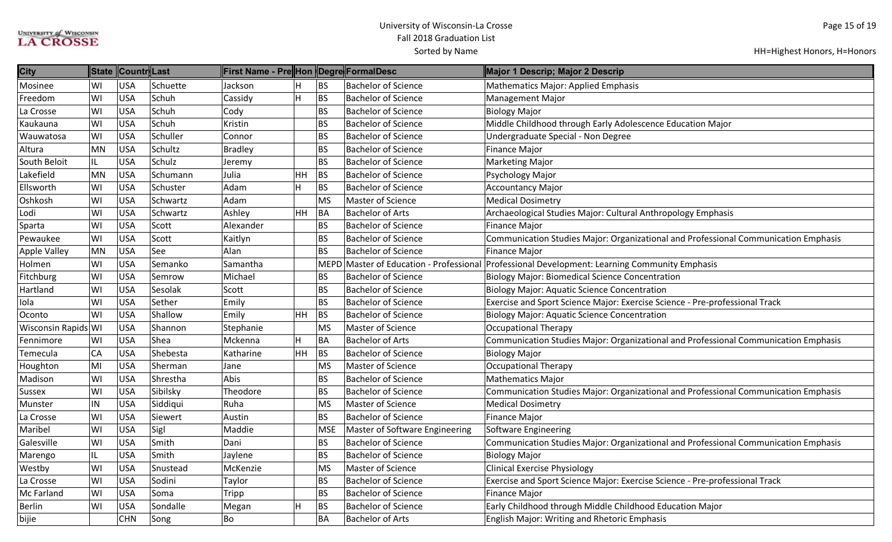# University of Wisconsin-La Crosse
## Fall 2018 Graduation List
Sorted by Name

HH=Highest Honors, H=Honors

| City | State | Country | Last | First Name - Pre | Hon | Degree | FormalDesc | Major 1 Descrip; Major 2 Descrip |
|---|---|---|---|---|---|---|---|---|
| Mosinee | WI | USA | Schuette | Jackson | H | BS | Bachelor of Science | Mathematics Major: Applied Emphasis |
| Freedom | WI | USA | Schuh | Cassidy | H | BS | Bachelor of Science | Management Major |
| La Crosse | WI | USA | Schuh | Cody | | BS | Bachelor of Science | Biology Major |
| Kaukauna | WI | USA | Schuh | Kristin | | BS | Bachelor of Science | Middle Childhood through Early Adolescence Education Major |
| Wauwatosa | WI | USA | Schuller | Connor | | BS | Bachelor of Science | Undergraduate Special - Non Degree |
| Altura | MN | USA | Schultz | Bradley | | BS | Bachelor of Science | Finance Major |
| South Beloit | IL | USA | Schulz | Jeremy | | BS | Bachelor of Science | Marketing Major |
| Lakefield | MN | USA | Schumann | Julia | HH | BS | Bachelor of Science | Psychology Major |
| Ellsworth | WI | USA | Schuster | Adam | H | BS | Bachelor of Science | Accountancy Major |
| Oshkosh | WI | USA | Schwartz | Adam | | MS | Master of Science | Medical Dosimetry |
| Lodi | WI | USA | Schwartz | Ashley | HH | BA | Bachelor of Arts | Archaeological Studies Major: Cultural Anthropology Emphasis |
| Sparta | WI | USA | Scott | Alexander | | BS | Bachelor of Science | Finance Major |
| Pewaukee | WI | USA | Scott | Kaitlyn | | BS | Bachelor of Science | Communication Studies Major: Organizational and Professional Communication Emphasis |
| Apple Valley | MN | USA | See | Alan | | BS | Bachelor of Science | Finance Major |
| Holmen | WI | USA | Semanko | Samantha | | MEPD | Master of Education - Professional | Professional Development: Learning Community Emphasis |
| Fitchburg | WI | USA | Semrow | Michael | | BS | Bachelor of Science | Biology Major: Biomedical Science Concentration |
| Hartland | WI | USA | Sesolak | Scott | | BS | Bachelor of Science | Biology Major: Aquatic Science Concentration |
| Iola | WI | USA | Sether | Emily | | BS | Bachelor of Science | Exercise and Sport Science Major: Exercise Science - Pre-professional Track |
| Oconto | WI | USA | Shallow | Emily | HH | BS | Bachelor of Science | Biology Major: Aquatic Science Concentration |
| Wisconsin Rapids | WI | USA | Shannon | Stephanie | | MS | Master of Science | Occupational Therapy |
| Fennimore | WI | USA | Shea | Mckenna | H | BA | Bachelor of Arts | Communication Studies Major: Organizational and Professional Communication Emphasis |
| Temecula | CA | USA | Shebesta | Katharine | HH | BS | Bachelor of Science | Biology Major |
| Houghton | MI | USA | Sherman | Jane | | MS | Master of Science | Occupational Therapy |
| Madison | WI | USA | Shrestha | Abis | | BS | Bachelor of Science | Mathematics Major |
| Sussex | WI | USA | Sibilsky | Theodore | | BS | Bachelor of Science | Communication Studies Major: Organizational and Professional Communication Emphasis |
| Munster | IN | USA | Siddiqui | Ruha | | MS | Master of Science | Medical Dosimetry |
| La Crosse | WI | USA | Siewert | Austin | | BS | Bachelor of Science | Finance Major |
| Maribel | WI | USA | Sigl | Maddie | | MSE | Master of Software Engineering | Software Engineering |
| Galesville | WI | USA | Smith | Dani | | BS | Bachelor of Science | Communication Studies Major: Organizational and Professional Communication Emphasis |
| Marengo | IL | USA | Smith | Jaylene | | BS | Bachelor of Science | Biology Major |
| Westby | WI | USA | Snustead | McKenzie | | MS | Master of Science | Clinical Exercise Physiology |
| La Crosse | WI | USA | Sodini | Taylor | | BS | Bachelor of Science | Exercise and Sport Science Major: Exercise Science - Pre-professional Track |
| Mc Farland | WI | USA | Soma | Tripp | | BS | Bachelor of Science | Finance Major |
| Berlin | WI | USA | Sondalle | Megan | H | BS | Bachelor of Science | Early Childhood through Middle Childhood Education Major |
| bijie | | CHN | Song | Bo | | BA | Bachelor of Arts | English Major: Writing and Rhetoric Emphasis |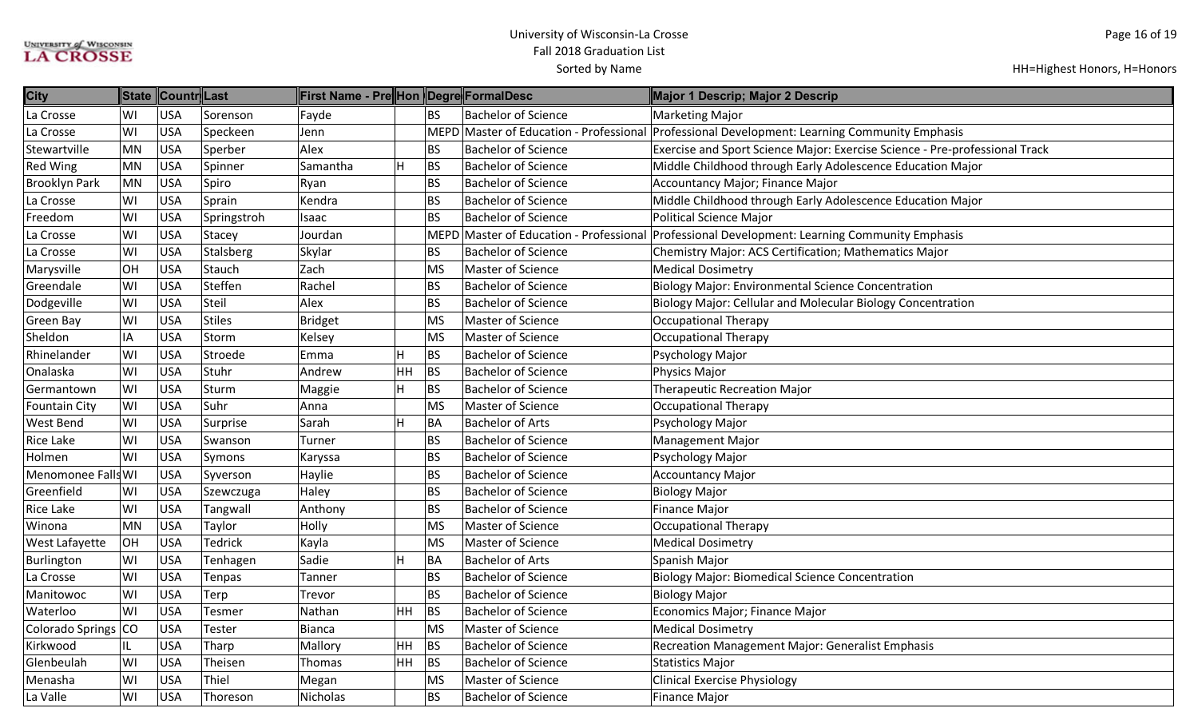# University of Wisconsin-La Crosse
## Fall 2018 Graduation List
Sorted by Name

HH=Highest Honors, H=Honors

| City | State | Country | Last | First Name - Pre | Hon | Degree | FormalDesc | Major 1 Descrip; Major 2 Descrip |
|---|---|---|---|---|---|---|---|---|
| La Crosse | WI | USA | Sorenson | Fayde | | BS | Bachelor of Science | Marketing Major |
| La Crosse | WI | USA | Speckeen | Jenn | | MEPD | Master of Education - Professional | Professional Development: Learning Community Emphasis |
| Stewartville | MN | USA | Sperber | Alex | | BS | Bachelor of Science | Exercise and Sport Science Major: Exercise Science - Pre-professional Track |
| Red Wing | MN | USA | Spinner | Samantha | H | BS | Bachelor of Science | Middle Childhood through Early Adolescence Education Major |
| Brooklyn Park | MN | USA | Spiro | Ryan | | BS | Bachelor of Science | Accountancy Major; Finance Major |
| La Crosse | WI | USA | Sprain | Kendra | | BS | Bachelor of Science | Middle Childhood through Early Adolescence Education Major |
| Freedom | WI | USA | Springstroh | Isaac | | BS | Bachelor of Science | Political Science Major |
| La Crosse | WI | USA | Stacey | Jourdan | | MEPD | Master of Education - Professional | Professional Development: Learning Community Emphasis |
| La Crosse | WI | USA | Stalsberg | Skylar | | BS | Bachelor of Science | Chemistry Major: ACS Certification; Mathematics Major |
| Marysville | OH | USA | Stauch | Zach | | MS | Master of Science | Medical Dosimetry |
| Greendale | WI | USA | Steffen | Rachel | | BS | Bachelor of Science | Biology Major: Environmental Science Concentration |
| Dodgeville | WI | USA | Steil | Alex | | BS | Bachelor of Science | Biology Major: Cellular and Molecular Biology Concentration |
| Green Bay | WI | USA | Stiles | Bridget | | MS | Master of Science | Occupational Therapy |
| Sheldon | IA | USA | Storm | Kelsey | | MS | Master of Science | Occupational Therapy |
| Rhinelander | WI | USA | Stroede | Emma | H | BS | Bachelor of Science | Psychology Major |
| Onalaska | WI | USA | Stuhr | Andrew | HH | BS | Bachelor of Science | Physics Major |
| Germantown | WI | USA | Sturm | Maggie | H | BS | Bachelor of Science | Therapeutic Recreation Major |
| Fountain City | WI | USA | Suhr | Anna | | MS | Master of Science | Occupational Therapy |
| West Bend | WI | USA | Surprise | Sarah | H | BA | Bachelor of Arts | Psychology Major |
| Rice Lake | WI | USA | Swanson | Turner | | BS | Bachelor of Science | Management Major |
| Holmen | WI | USA | Symons | Karyssa | | BS | Bachelor of Science | Psychology Major |
| Menomonee Falls | WI | USA | Syverson | Haylie | | BS | Bachelor of Science | Accountancy Major |
| Greenfield | WI | USA | Szewczuga | Haley | | BS | Bachelor of Science | Biology Major |
| Rice Lake | WI | USA | Tangwall | Anthony | | BS | Bachelor of Science | Finance Major |
| Winona | MN | USA | Taylor | Holly | | MS | Master of Science | Occupational Therapy |
| West Lafayette | OH | USA | Tedrick | Kayla | | MS | Master of Science | Medical Dosimetry |
| Burlington | WI | USA | Tenhagen | Sadie | H | BA | Bachelor of Arts | Spanish Major |
| La Crosse | WI | USA | Tenpas | Tanner | | BS | Bachelor of Science | Biology Major: Biomedical Science Concentration |
| Manitowoc | WI | USA | Terp | Trevor | | BS | Bachelor of Science | Biology Major |
| Waterloo | WI | USA | Tesmer | Nathan | HH | BS | Bachelor of Science | Economics Major; Finance Major |
| Colorado Springs | CO | USA | Tester | Bianca | | MS | Master of Science | Medical Dosimetry |
| Kirkwood | IL | USA | Tharp | Mallory | HH | BS | Bachelor of Science | Recreation Management Major: Generalist Emphasis |
| Glenbeulah | WI | USA | Theisen | Thomas | HH | BS | Bachelor of Science | Statistics Major |
| Menasha | WI | USA | Thiel | Megan | | MS | Master of Science | Clinical Exercise Physiology |
| La Valle | WI | USA | Thoreson | Nicholas | | BS | Bachelor of Science | Finance Major |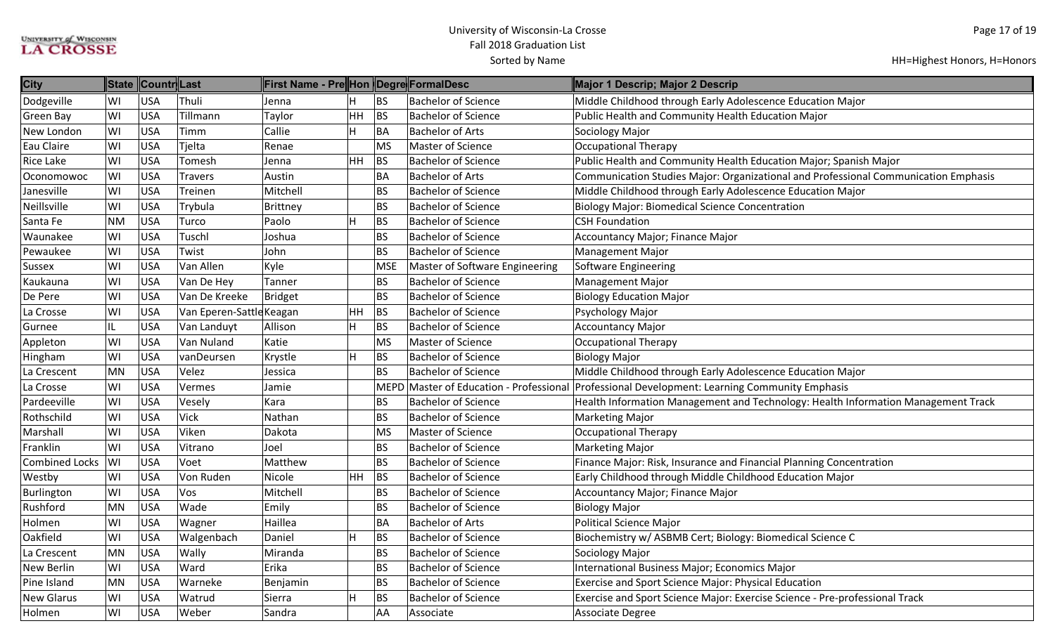# University of Wisconsin-La Crosse
## Fall 2018 Graduation List
Sorted by Name

HH=Highest Honors, H=Honors

| City | State | Countr | Last | First Name - Pre | Hon | Degre | FormalDesc | Major 1 Descrip; Major 2 Descrip |
|---|---|---|---|---|---|---|---|---|
| Dodgeville | WI | USA | Thuli | Jenna | H | BS | Bachelor of Science | Middle Childhood through Early Adolescence Education Major |
| Green Bay | WI | USA | Tillmann | Taylor | HH | BS | Bachelor of Science | Public Health and Community Health Education Major |
| New London | WI | USA | Timm | Callie | H | BA | Bachelor of Arts | Sociology Major |
| Eau Claire | WI | USA | Tjelta | Renae | | MS | Master of Science | Occupational Therapy |
| Rice Lake | WI | USA | Tomesh | Jenna | HH | BS | Bachelor of Science | Public Health and Community Health Education Major; Spanish Major |
| Oconomowoc | WI | USA | Travers | Austin | | BA | Bachelor of Arts | Communication Studies Major: Organizational and Professional Communication Emphasis |
| Janesville | WI | USA | Treinen | Mitchell | | BS | Bachelor of Science | Middle Childhood through Early Adolescence Education Major |
| Neillsville | WI | USA | Trybula | Brittney | | BS | Bachelor of Science | Biology Major: Biomedical Science Concentration |
| Santa Fe | NM | USA | Turco | Paolo | H | BS | Bachelor of Science | CSH Foundation |
| Waunakee | WI | USA | Tuschl | Joshua | | BS | Bachelor of Science | Accountancy Major; Finance Major |
| Pewaukee | WI | USA | Twist | John | | BS | Bachelor of Science | Management Major |
| Sussex | WI | USA | Van Allen | Kyle | | MSE | Master of Software Engineering | Software Engineering |
| Kaukauna | WI | USA | Van De Hey | Tanner | | BS | Bachelor of Science | Management Major |
| De Pere | WI | USA | Van De Kreeke | Bridget | | BS | Bachelor of Science | Biology Education Major |
| La Crosse | WI | USA | Van Eperen-Sattle | Keagan | HH | BS | Bachelor of Science | Psychology Major |
| Gurnee | IL | USA | Van Landuyt | Allison | H | BS | Bachelor of Science | Accountancy Major |
| Appleton | WI | USA | Van Nuland | Katie | | MS | Master of Science | Occupational Therapy |
| Hingham | WI | USA | vanDeursen | Krystle | H | BS | Bachelor of Science | Biology Major |
| La Crescent | MN | USA | Velez | Jessica | | BS | Bachelor of Science | Middle Childhood through Early Adolescence Education Major |
| La Crosse | WI | USA | Vermes | Jamie | | MEPD | Master of Education - Professional | Professional Development: Learning Community Emphasis |
| Pardeeville | WI | USA | Vesely | Kara | | BS | Bachelor of Science | Health Information Management and Technology: Health Information Management Track |
| Rothschild | WI | USA | Vick | Nathan | | BS | Bachelor of Science | Marketing Major |
| Marshall | WI | USA | Viken | Dakota | | MS | Master of Science | Occupational Therapy |
| Franklin | WI | USA | Vitrano | Joel | | BS | Bachelor of Science | Marketing Major |
| Combined Locks | WI | USA | Voet | Matthew | | BS | Bachelor of Science | Finance Major: Risk, Insurance and Financial Planning Concentration |
| Westby | WI | USA | Von Ruden | Nicole | HH | BS | Bachelor of Science | Early Childhood through Middle Childhood Education Major |
| Burlington | WI | USA | Vos | Mitchell | | BS | Bachelor of Science | Accountancy Major; Finance Major |
| Rushford | MN | USA | Wade | Emily | | BS | Bachelor of Science | Biology Major |
| Holmen | WI | USA | Wagner | Haillea | | BA | Bachelor of Arts | Political Science Major |
| Oakfield | WI | USA | Walgenbach | Daniel | H | BS | Bachelor of Science | Biochemistry w/ ASBMB Cert; Biology: Biomedical Science C |
| La Crescent | MN | USA | Wally | Miranda | | BS | Bachelor of Science | Sociology Major |
| New Berlin | WI | USA | Ward | Erika | | BS | Bachelor of Science | International Business Major; Economics Major |
| Pine Island | MN | USA | Warneke | Benjamin | | BS | Bachelor of Science | Exercise and Sport Science Major: Physical Education |
| New Glarus | WI | USA | Watrud | Sierra | H | BS | Bachelor of Science | Exercise and Sport Science Major: Exercise Science - Pre-professional Track |
| Holmen | WI | USA | Weber | Sandra | | AA | Associate | Associate Degree |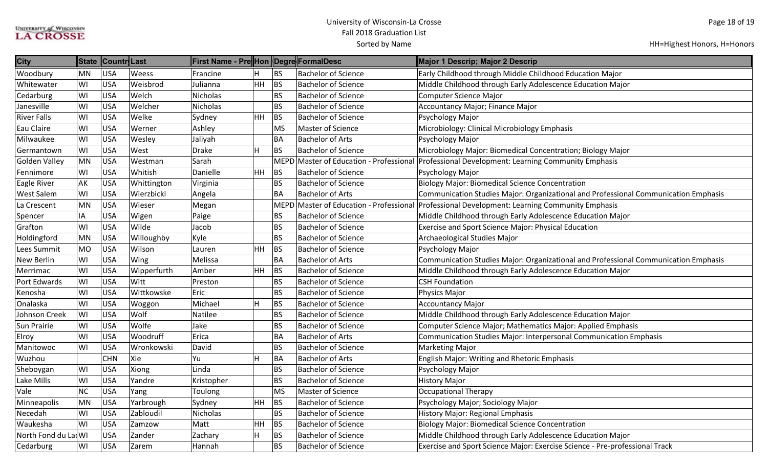University of Wisconsin-La Crosse
Fall 2018 Graduation List
Sorted by Name

HH=Highest Honors, H=Honors

| City | State | Countr | Last | First Name - Pre | Hon | Degre | FormalDesc | Major 1 Descrip; Major 2 Descrip |
|---|---|---|---|---|---|---|---|---|
| Woodbury | MN | USA | Weess | Francine | H | BS | Bachelor of Science | Early Childhood through Middle Childhood Education Major |
| Whitewater | WI | USA | Weisbrod | Julianna | HH | BS | Bachelor of Science | Middle Childhood through Early Adolescence Education Major |
| Cedarburg | WI | USA | Welch | Nicholas | | BS | Bachelor of Science | Computer Science Major |
| Janesville | WI | USA | Welcher | Nicholas | | BS | Bachelor of Science | Accountancy Major; Finance Major |
| River Falls | WI | USA | Welke | Sydney | HH | BS | Bachelor of Science | Psychology Major |
| Eau Claire | WI | USA | Werner | Ashley | | MS | Master of Science | Microbiology: Clinical Microbiology Emphasis |
| Milwaukee | WI | USA | Wesley | Jaliyah | | BA | Bachelor of Arts | Psychology Major |
| Germantown | WI | USA | West | Drake | H | BS | Bachelor of Science | Microbiology Major: Biomedical Concentration; Biology Major |
| Golden Valley | MN | USA | Westman | Sarah | | MEPD | Master of Education - Professional | Professional Development: Learning Community Emphasis |
| Fennimore | WI | USA | Whitish | Danielle | HH | BS | Bachelor of Science | Psychology Major |
| Eagle River | AK | USA | Whittington | Virginia | | BS | Bachelor of Science | Biology Major: Biomedical Science Concentration |
| West Salem | WI | USA | Wierzbicki | Angela | | BA | Bachelor of Arts | Communication Studies Major: Organizational and Professional Communication Emphasis |
| La Crescent | MN | USA | Wieser | Megan | | MEPD | Master of Education - Professional | Professional Development: Learning Community Emphasis |
| Spencer | IA | USA | Wigen | Paige | | BS | Bachelor of Science | Middle Childhood through Early Adolescence Education Major |
| Grafton | WI | USA | Wilde | Jacob | | BS | Bachelor of Science | Exercise and Sport Science Major: Physical Education |
| Holdingford | MN | USA | Willoughby | Kyle | | BS | Bachelor of Science | Archaeological Studies Major |
| Lees Summit | MO | USA | Wilson | Lauren | HH | BS | Bachelor of Science | Psychology Major |
| New Berlin | WI | USA | Wing | Melissa | | BA | Bachelor of Arts | Communication Studies Major: Organizational and Professional Communication Emphasis |
| Merrimac | WI | USA | Wipperfurth | Amber | HH | BS | Bachelor of Science | Middle Childhood through Early Adolescence Education Major |
| Port Edwards | WI | USA | Witt | Preston | | BS | Bachelor of Science | CSH Foundation |
| Kenosha | WI | USA | Wittkowske | Eric | | BS | Bachelor of Science | Physics Major |
| Onalaska | WI | USA | Woggon | Michael | H | BS | Bachelor of Science | Accountancy Major |
| Johnson Creek | WI | USA | Wolf | Natilee | | BS | Bachelor of Science | Middle Childhood through Early Adolescence Education Major |
| Sun Prairie | WI | USA | Wolfe | Jake | | BS | Bachelor of Science | Computer Science Major; Mathematics Major: Applied Emphasis |
| Elroy | WI | USA | Woodruff | Erica | | BA | Bachelor of Arts | Communication Studies Major: Interpersonal Communication Emphasis |
| Manitowoc | WI | USA | Wronkowski | David | | BS | Bachelor of Science | Marketing Major |
| Wuzhou | | CHN | Xie | Yu | H | BA | Bachelor of Arts | English Major: Writing and Rhetoric Emphasis |
| Sheboygan | WI | USA | Xiong | Linda | | BS | Bachelor of Science | Psychology Major |
| Lake Mills | WI | USA | Yandre | Kristopher | | BS | Bachelor of Science | History Major |
| Vale | NC | USA | Yang | Toulong | | MS | Master of Science | Occupational Therapy |
| Minneapolis | MN | USA | Yarbrough | Sydney | HH | BS | Bachelor of Science | Psychology Major; Sociology Major |
| Necedah | WI | USA | Zabloudil | Nicholas | | BS | Bachelor of Science | History Major: Regional Emphasis |
| Waukesha | WI | USA | Zamzow | Matt | HH | BS | Bachelor of Science | Biology Major: Biomedical Science Concentration |
| North Fond du La | WI | USA | Zander | Zachary | H | BS | Bachelor of Science | Middle Childhood through Early Adolescence Education Major |
| Cedarburg | WI | USA | Zarem | Hannah | | BS | Bachelor of Science | Exercise and Sport Science Major: Exercise Science - Pre-professional Track |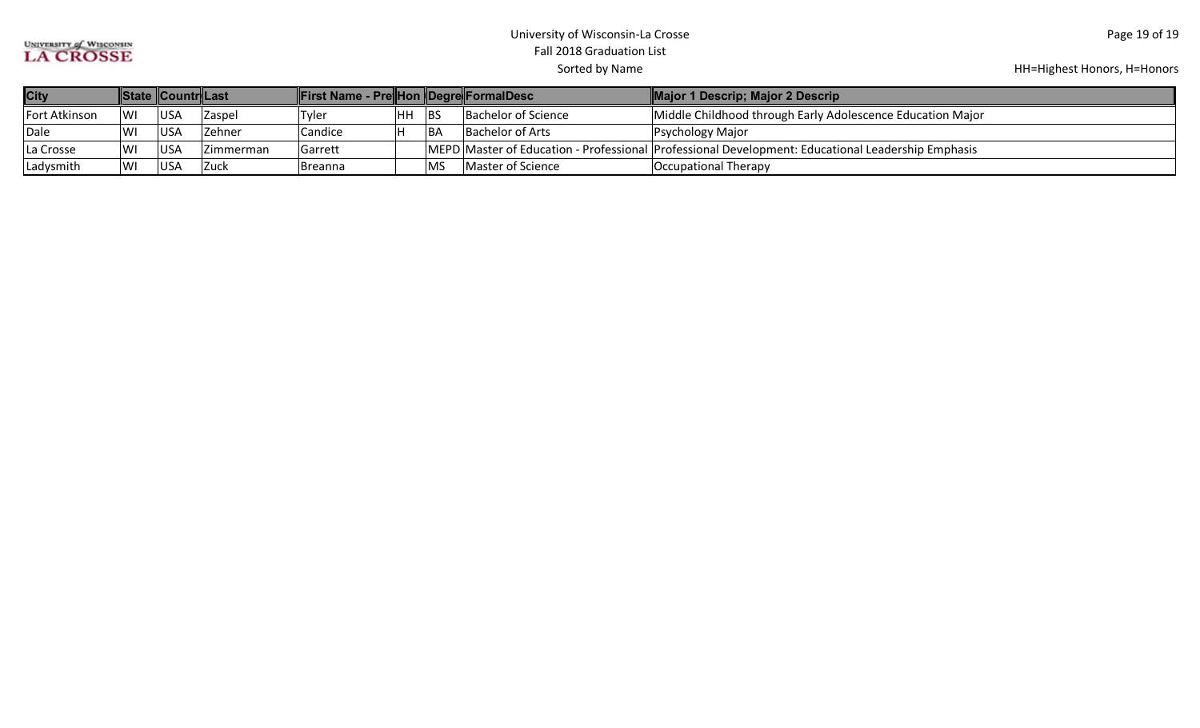University of Wisconsin-La Crosse
Fall 2018 Graduation List
Sorted by Name

HH=Highest Honors, H=Honors

| City | State | Countr | Last | First Name - Pre | Hon | Degre | FormalDesc | Major 1 Descrip; Major 2 Descrip |
|---|---|---|---|---|---|---|---|---|
| Fort Atkinson | WI | USA | Zaspel | Tyler | HH | BS | Bachelor of Science | Middle Childhood through Early Adolescence Education Major |
| Dale | WI | USA | Zehner | Candice | H | BA | Bachelor of Arts | Psychology Major |
| La Crosse | WI | USA | Zimmerman | Garrett | | MEPD | Master of Education - Professional | Professional Development: Educational Leadership Emphasis |
| Ladysmith | WI | USA | Zuck | Breanna | | MS | Master of Science | Occupational Therapy |